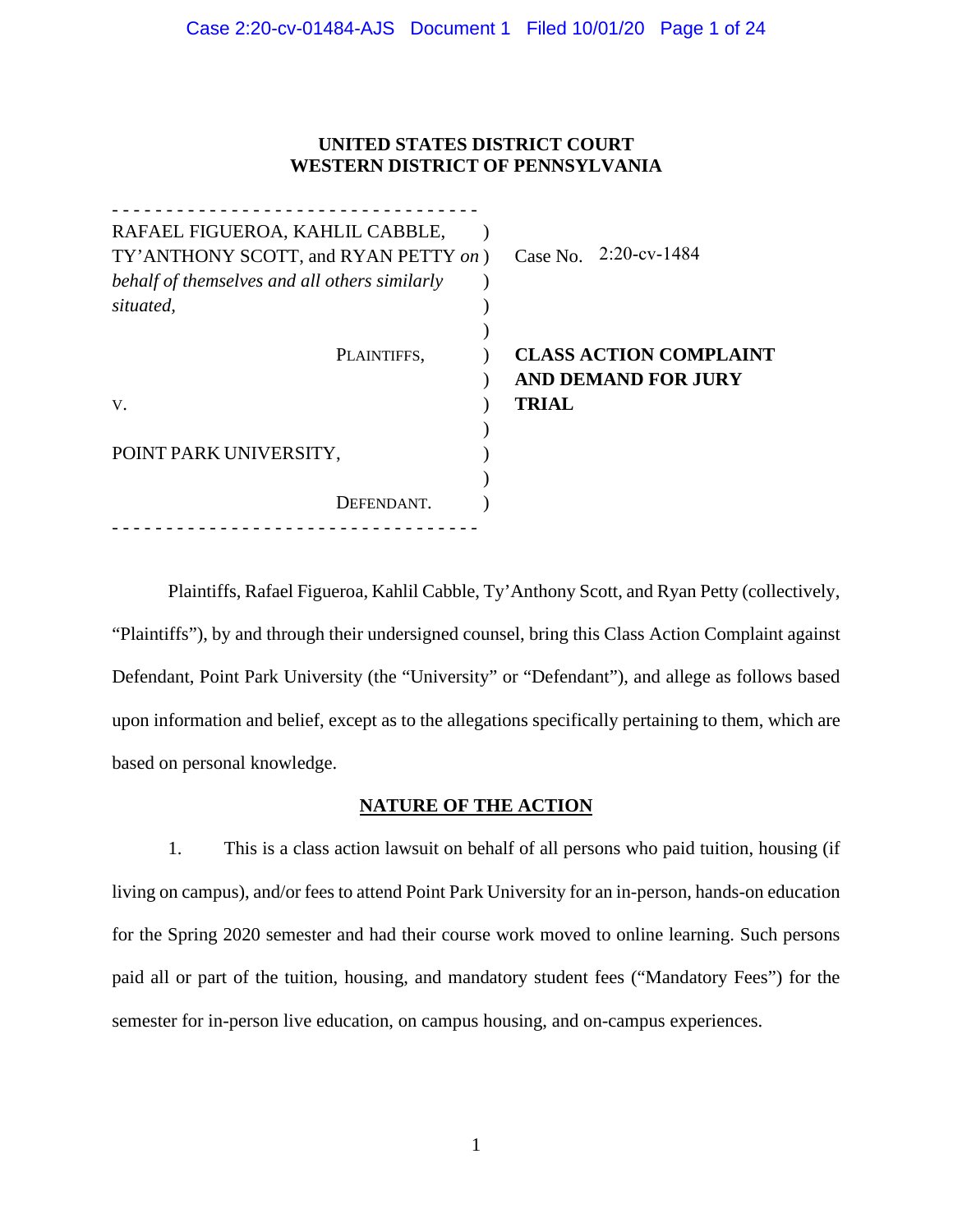**UNITED STATES DISTRICT COURT**
**WESTERN DISTRICT OF PENNSYLVANIA**

| | | |
|---|---|---|
| RAFAEL FIGUEROA, KAHLIL CABBLE, TY'ANTHONY SCOTT, and RYAN PETTY *on behalf of themselves and all others similarly situated,* | ) | Case No. 2:20-cv-1484 |
| PLAINTIFFS, | ) | **CLASS ACTION COMPLAINT AND DEMAND FOR JURY TRIAL** |
| V. | ) | |
| POINT PARK UNIVERSITY, | ) | |
| DEFENDANT. | ) | |

Plaintiffs, Rafael Figueroa, Kahlil Cabble, Ty'Anthony Scott, and Ryan Petty (collectively, "Plaintiffs"), by and through their undersigned counsel, bring this Class Action Complaint against Defendant, Point Park University (the "University" or "Defendant"), and allege as follows based upon information and belief, except as to the allegations specifically pertaining to them, which are based on personal knowledge.

## NATURE OF THE ACTION

1. This is a class action lawsuit on behalf of all persons who paid tuition, housing (if living on campus), and/or fees to attend Point Park University for an in-person, hands-on education for the Spring 2020 semester and had their course work moved to online learning. Such persons paid all or part of the tuition, housing, and mandatory student fees ("Mandatory Fees") for the semester for in-person live education, on campus housing, and on-campus experiences.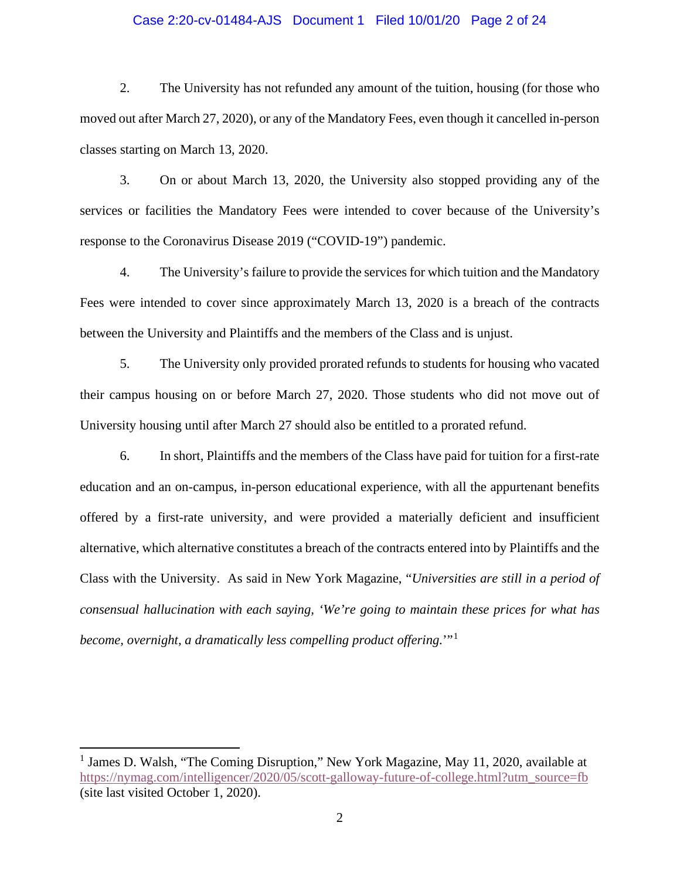2. The University has not refunded any amount of the tuition, housing (for those who moved out after March 27, 2020), or any of the Mandatory Fees, even though it cancelled in-person classes starting on March 13, 2020.

3. On or about March 13, 2020, the University also stopped providing any of the services or facilities the Mandatory Fees were intended to cover because of the University's response to the Coronavirus Disease 2019 ("COVID-19") pandemic.

4. The University's failure to provide the services for which tuition and the Mandatory Fees were intended to cover since approximately March 13, 2020 is a breach of the contracts between the University and Plaintiffs and the members of the Class and is unjust.

5. The University only provided prorated refunds to students for housing who vacated their campus housing on or before March 27, 2020. Those students who did not move out of University housing until after March 27 should also be entitled to a prorated refund.

6. In short, Plaintiffs and the members of the Class have paid for tuition for a first-rate education and an on-campus, in-person educational experience, with all the appurtenant benefits offered by a first-rate university, and were provided a materially deficient and insufficient alternative, which alternative constitutes a breach of the contracts entered into by Plaintiffs and the Class with the University. As said in New York Magazine, "*Universities are still in a period of consensual hallucination with each saying, 'We're going to maintain these prices for what has become, overnight, a dramatically less compelling product offering.*'"[1]

---

[1] James D. Walsh, "The Coming Disruption," New York Magazine, May 11, 2020, available at https://nymag.com/intelligencer/2020/05/scott-galloway-future-of-college.html?utm_source=fb (site last visited October 1, 2020).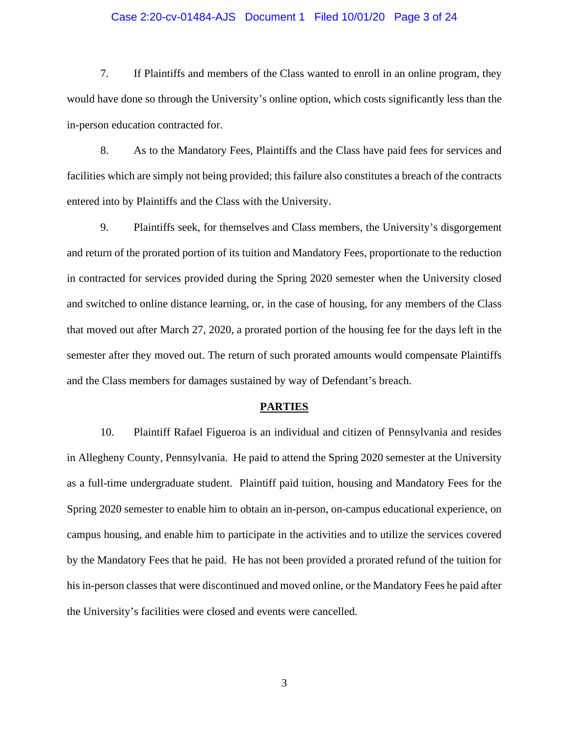7. If Plaintiffs and members of the Class wanted to enroll in an online program, they would have done so through the University's online option, which costs significantly less than the in-person education contracted for.

8. As to the Mandatory Fees, Plaintiffs and the Class have paid fees for services and facilities which are simply not being provided; this failure also constitutes a breach of the contracts entered into by Plaintiffs and the Class with the University.

9. Plaintiffs seek, for themselves and Class members, the University's disgorgement and return of the prorated portion of its tuition and Mandatory Fees, proportionate to the reduction in contracted for services provided during the Spring 2020 semester when the University closed and switched to online distance learning, or, in the case of housing, for any members of the Class that moved out after March 27, 2020, a prorated portion of the housing fee for the days left in the semester after they moved out. The return of such prorated amounts would compensate Plaintiffs and the Class members for damages sustained by way of Defendant's breach.

## PARTIES

10. Plaintiff Rafael Figueroa is an individual and citizen of Pennsylvania and resides in Allegheny County, Pennsylvania. He paid to attend the Spring 2020 semester at the University as a full-time undergraduate student. Plaintiff paid tuition, housing and Mandatory Fees for the Spring 2020 semester to enable him to obtain an in-person, on-campus educational experience, on campus housing, and enable him to participate in the activities and to utilize the services covered by the Mandatory Fees that he paid. He has not been provided a prorated refund of the tuition for his in-person classes that were discontinued and moved online, or the Mandatory Fees he paid after the University's facilities were closed and events were cancelled.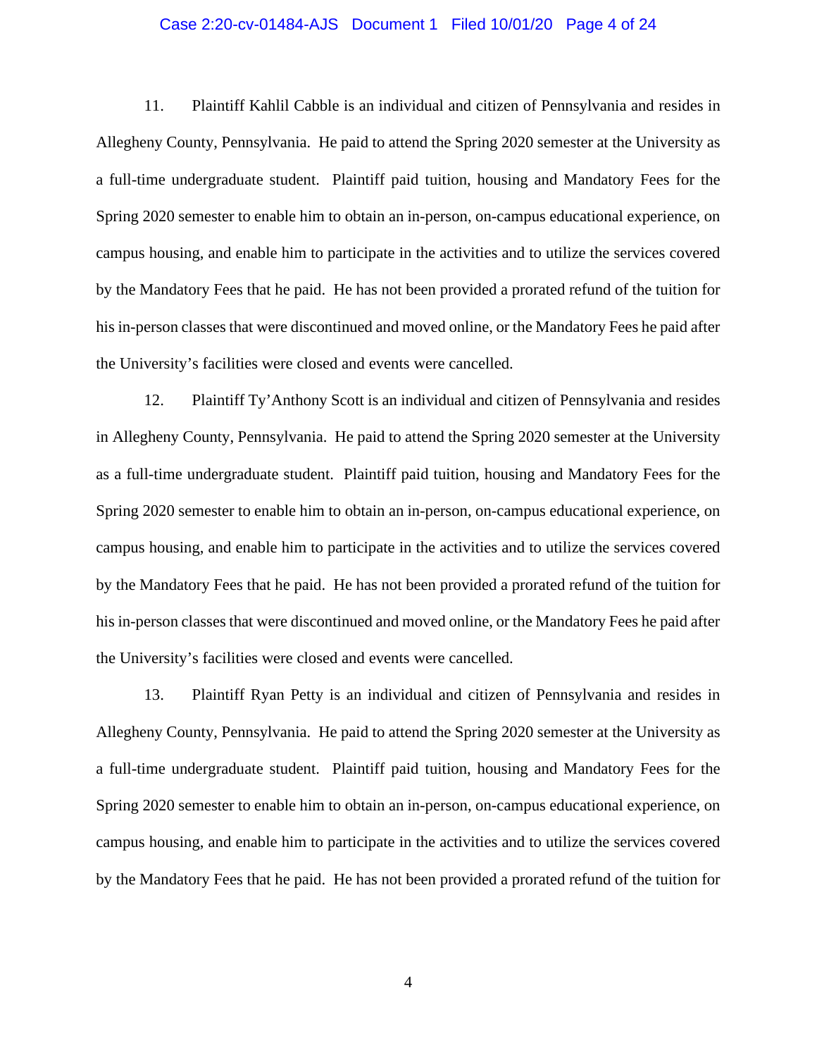11. Plaintiff Kahlil Cabble is an individual and citizen of Pennsylvania and resides in Allegheny County, Pennsylvania. He paid to attend the Spring 2020 semester at the University as a full-time undergraduate student. Plaintiff paid tuition, housing and Mandatory Fees for the Spring 2020 semester to enable him to obtain an in-person, on-campus educational experience, on campus housing, and enable him to participate in the activities and to utilize the services covered by the Mandatory Fees that he paid. He has not been provided a prorated refund of the tuition for his in-person classes that were discontinued and moved online, or the Mandatory Fees he paid after the University's facilities were closed and events were cancelled.

12. Plaintiff Ty'Anthony Scott is an individual and citizen of Pennsylvania and resides in Allegheny County, Pennsylvania. He paid to attend the Spring 2020 semester at the University as a full-time undergraduate student. Plaintiff paid tuition, housing and Mandatory Fees for the Spring 2020 semester to enable him to obtain an in-person, on-campus educational experience, on campus housing, and enable him to participate in the activities and to utilize the services covered by the Mandatory Fees that he paid. He has not been provided a prorated refund of the tuition for his in-person classes that were discontinued and moved online, or the Mandatory Fees he paid after the University's facilities were closed and events were cancelled.

13. Plaintiff Ryan Petty is an individual and citizen of Pennsylvania and resides in Allegheny County, Pennsylvania. He paid to attend the Spring 2020 semester at the University as a full-time undergraduate student. Plaintiff paid tuition, housing and Mandatory Fees for the Spring 2020 semester to enable him to obtain an in-person, on-campus educational experience, on campus housing, and enable him to participate in the activities and to utilize the services covered by the Mandatory Fees that he paid. He has not been provided a prorated refund of the tuition for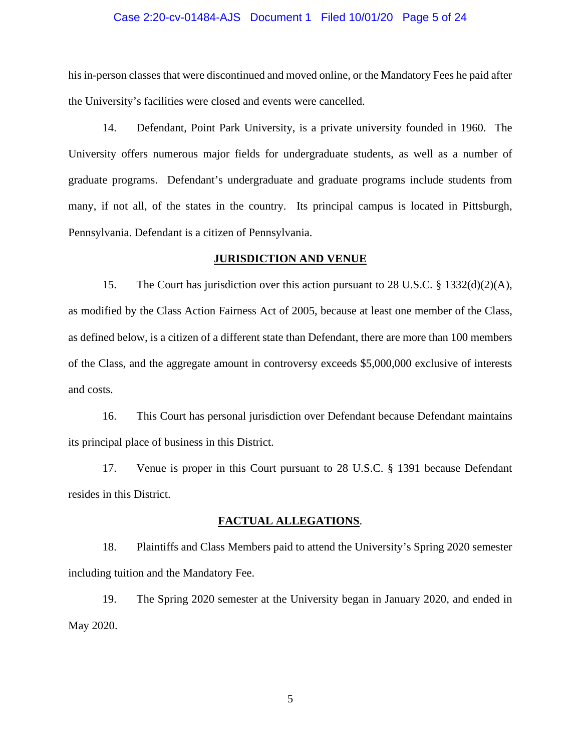his in-person classes that were discontinued and moved online, or the Mandatory Fees he paid after the University's facilities were closed and events were cancelled.

14. Defendant, Point Park University, is a private university founded in 1960. The University offers numerous major fields for undergraduate students, as well as a number of graduate programs. Defendant's undergraduate and graduate programs include students from many, if not all, of the states in the country. Its principal campus is located in Pittsburgh, Pennsylvania. Defendant is a citizen of Pennsylvania.

## JURISDICTION AND VENUE

15. The Court has jurisdiction over this action pursuant to 28 U.S.C. § 1332(d)(2)(A), as modified by the Class Action Fairness Act of 2005, because at least one member of the Class, as defined below, is a citizen of a different state than Defendant, there are more than 100 members of the Class, and the aggregate amount in controversy exceeds $5,000,000 exclusive of interests and costs.

16. This Court has personal jurisdiction over Defendant because Defendant maintains its principal place of business in this District.

17. Venue is proper in this Court pursuant to 28 U.S.C. § 1391 because Defendant resides in this District.

## FACTUAL ALLEGATIONS.

18. Plaintiffs and Class Members paid to attend the University's Spring 2020 semester including tuition and the Mandatory Fee.

19. The Spring 2020 semester at the University began in January 2020, and ended in May 2020.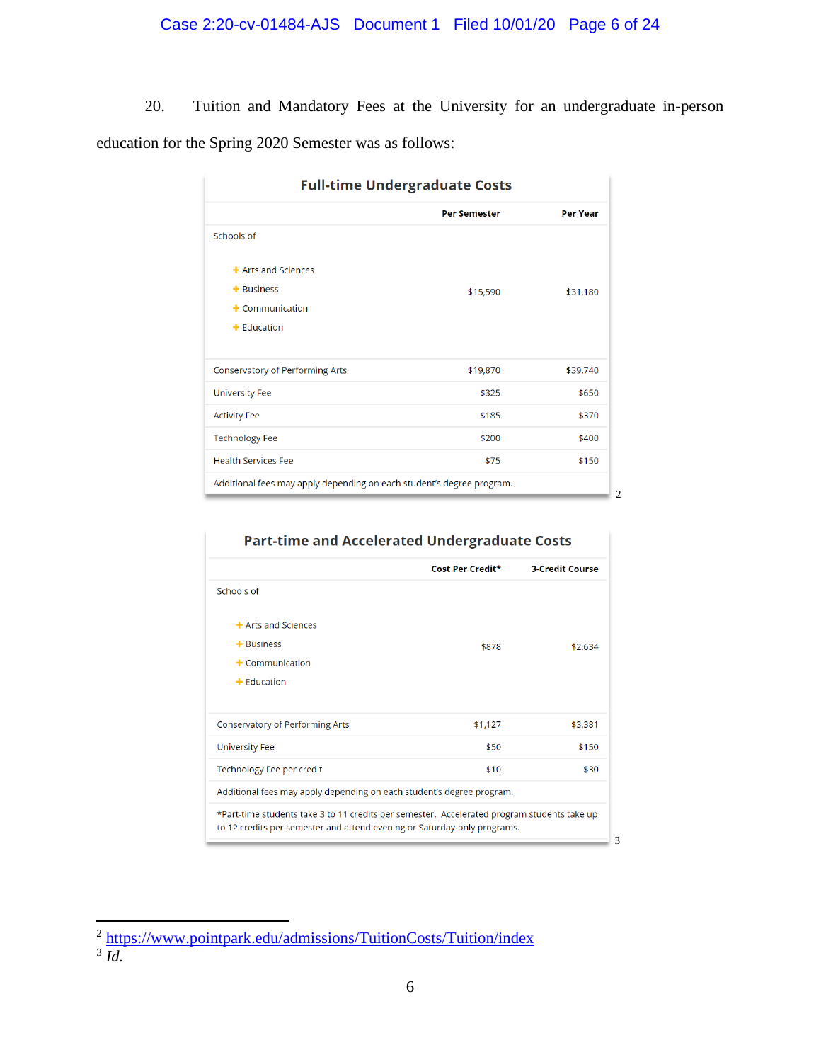20. Tuition and Mandatory Fees at the University for an undergraduate in-person education for the Spring 2020 Semester was as follows:

**Full-time Undergraduate Costs**

| | Per Semester | Per Year |
|---|---|---|
| Schools of<br>+ Arts and Sciences<br>+ Business<br>+ Communication<br>+ Education | $15,590 | $31,180 |
| Conservatory of Performing Arts | $19,870 | $39,740 |
| University Fee | $325 | $650 |
| Activity Fee | $185 | $370 |
| Technology Fee | $200 | $400 |
| Health Services Fee | $75 | $150 |
| Additional fees may apply depending on each student's degree program. | | |

[2]

**Part-time and Accelerated Undergraduate Costs**

| | Cost Per Credit* | 3-Credit Course |
|---|---|---|
| Schools of<br>+ Arts and Sciences<br>+ Business<br>+ Communication<br>+ Education | $878 | $2,634 |
| Conservatory of Performing Arts | $1,127 | $3,381 |
| University Fee | $50 | $150 |
| Technology Fee per credit | $10 | $30 |
| Additional fees may apply depending on each student's degree program. | | |
| *Part-time students take 3 to 11 credits per semester. Accelerated program students take up to 12 credits per semester and attend evening or Saturday-only programs. | | |

[3]

---

[2] https://www.pointpark.edu/admissions/TuitionCosts/Tuition/index

[3] *Id.*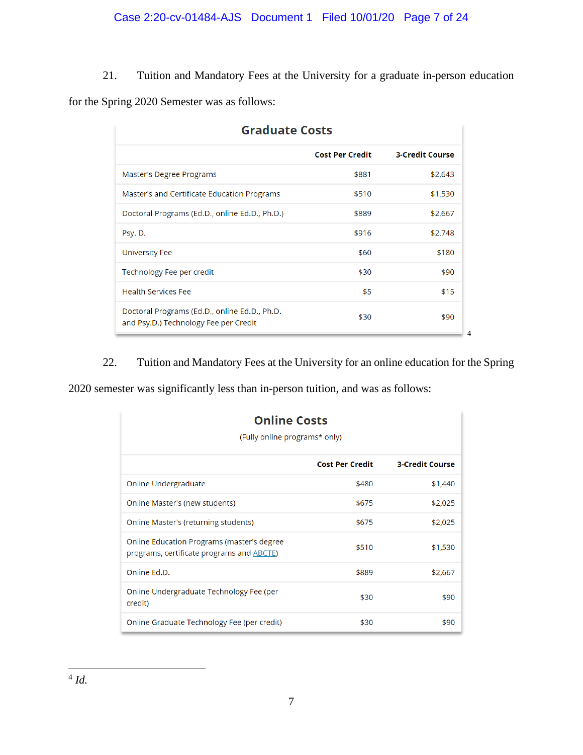21. Tuition and Mandatory Fees at the University for a graduate in-person education for the Spring 2020 Semester was as follows:

**Graduate Costs**

| | Cost Per Credit | 3-Credit Course |
|---|---|---|
| Master's Degree Programs | $881 | $2,643 |
| Master's and Certificate Education Programs | $510 | $1,530 |
| Doctoral Programs (Ed.D., online Ed.D., Ph.D.) | $889 | $2,667 |
| Psy. D. | $916 | $2,748 |
| University Fee | $60 | $180 |
| Technology Fee per credit | $30 | $90 |
| Health Services Fee | $5 | $15 |
| Doctoral Programs (Ed.D., online Ed.D., Ph.D. and Psy.D.) Technology Fee per Credit | $30 | $90 |

[4]

22. Tuition and Mandatory Fees at the University for an online education for the Spring 2020 semester was significantly less than in-person tuition, and was as follows:

**Online Costs**

(Fully online programs* only)

| | Cost Per Credit | 3-Credit Course |
|---|---|---|
| Online Undergraduate | $480 | $1,440 |
| Online Master's (new students) | $675 | $2,025 |
| Online Master's (returning students) | $675 | $2,025 |
| Online Education Programs (master's degree programs, certificate programs and ABCTE) | $510 | $1,530 |
| Online Ed.D. | $889 | $2,667 |
| Online Undergraduate Technology Fee (per credit) | $30 | $90 |
| Online Graduate Technology Fee (per credit) | $30 | $90 |

---

[4] *Id.*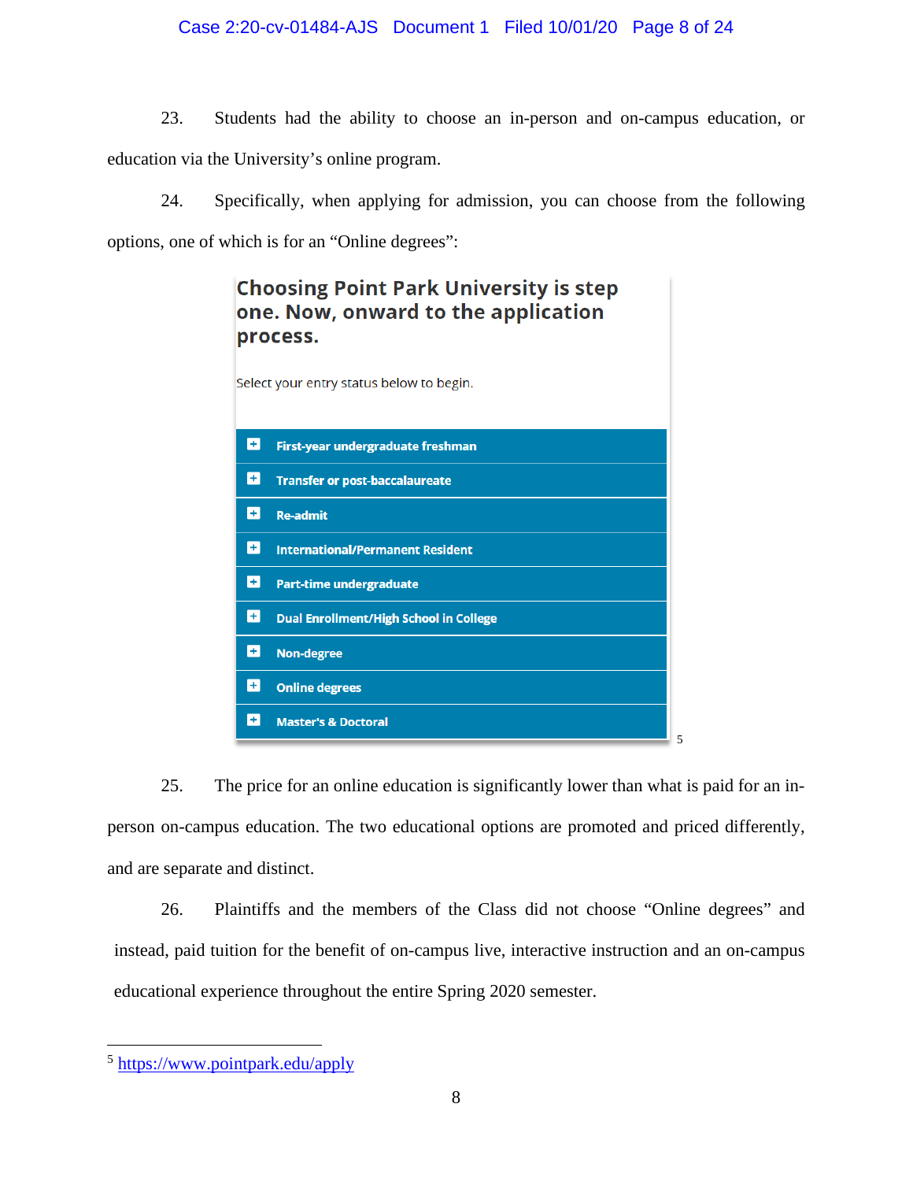23. Students had the ability to choose an in-person and on-campus education, or education via the University's online program.

24. Specifically, when applying for admission, you can choose from the following options, one of which is for an "Online degrees":

**Choosing Point Park University is step one. Now, onward to the application process.**

Select your entry status below to begin.

- First-year undergraduate freshman
- Transfer or post-baccalaureate
- Re-admit
- International/Permanent Resident
- Part-time undergraduate
- Dual Enrollment/High School in College
- Non-degree
- Online degrees
- Master's & Doctoral

[5]

25. The price for an online education is significantly lower than what is paid for an in-person on-campus education. The two educational options are promoted and priced differently, and are separate and distinct.

26. Plaintiffs and the members of the Class did not choose "Online degrees" and instead, paid tuition for the benefit of on-campus live, interactive instruction and an on-campus educational experience throughout the entire Spring 2020 semester.

---

[5] https://www.pointpark.edu/apply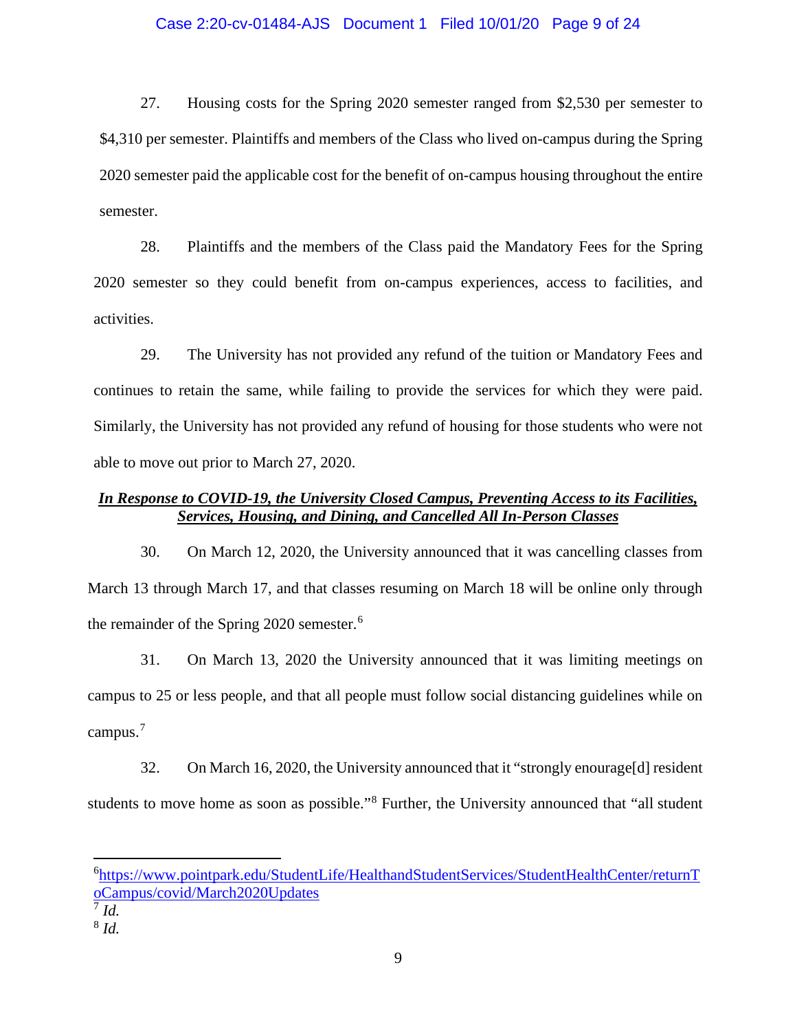27. Housing costs for the Spring 2020 semester ranged from $2,530 per semester to $4,310 per semester. Plaintiffs and members of the Class who lived on-campus during the Spring 2020 semester paid the applicable cost for the benefit of on-campus housing throughout the entire semester.

28. Plaintiffs and the members of the Class paid the Mandatory Fees for the Spring 2020 semester so they could benefit from on-campus experiences, access to facilities, and activities.

29. The University has not provided any refund of the tuition or Mandatory Fees and continues to retain the same, while failing to provide the services for which they were paid. Similarly, the University has not provided any refund of housing for those students who were not able to move out prior to March 27, 2020.

***<u>In Response to COVID-19, the University Closed Campus, Preventing Access to its Facilities, Services, Housing, and Dining, and Cancelled All In-Person Classes</u>***

30. On March 12, 2020, the University announced that it was cancelling classes from March 13 through March 17, and that classes resuming on March 18 will be online only through the remainder of the Spring 2020 semester.[6]

31. On March 13, 2020 the University announced that it was limiting meetings on campus to 25 or less people, and that all people must follow social distancing guidelines while on campus.[7]

32. On March 16, 2020, the University announced that it "strongly enourage[d] resident students to move home as soon as possible."[8] Further, the University announced that "all student

---

[6] https://www.pointpark.edu/StudentLife/HealthandStudentServices/StudentHealthCenter/returnToCampus/covid/March2020Updates

[7] *Id.*

[8] *Id.*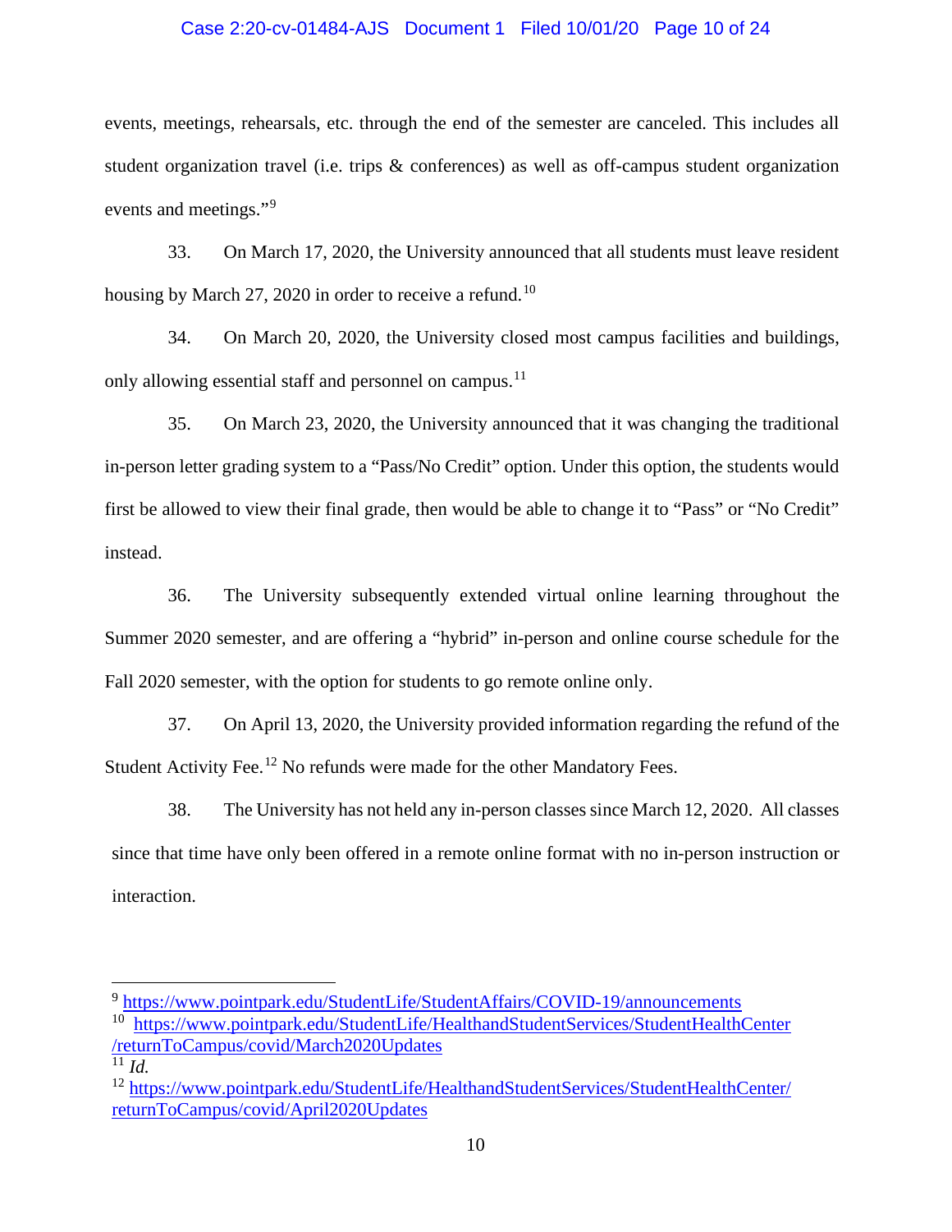events, meetings, rehearsals, etc. through the end of the semester are canceled. This includes all student organization travel (i.e. trips & conferences) as well as off-campus student organization events and meetings."[9]

33. On March 17, 2020, the University announced that all students must leave resident housing by March 27, 2020 in order to receive a refund.[10]

34. On March 20, 2020, the University closed most campus facilities and buildings, only allowing essential staff and personnel on campus.[11]

35. On March 23, 2020, the University announced that it was changing the traditional in-person letter grading system to a "Pass/No Credit" option. Under this option, the students would first be allowed to view their final grade, then would be able to change it to "Pass" or "No Credit" instead.

36. The University subsequently extended virtual online learning throughout the Summer 2020 semester, and are offering a "hybrid" in-person and online course schedule for the Fall 2020 semester, with the option for students to go remote online only.

37. On April 13, 2020, the University provided information regarding the refund of the Student Activity Fee.[12] No refunds were made for the other Mandatory Fees.

38. The University has not held any in-person classes since March 12, 2020. All classes since that time have only been offered in a remote online format with no in-person instruction or interaction.

---

[9] https://www.pointpark.edu/StudentLife/StudentAffairs/COVID-19/announcements

[10] https://www.pointpark.edu/StudentLife/HealthandStudentServices/StudentHealthCenter/returnToCampus/covid/March2020Updates

[11] *Id.*

[12] https://www.pointpark.edu/StudentLife/HealthandStudentServices/StudentHealthCenter/returnToCampus/covid/April2020Updates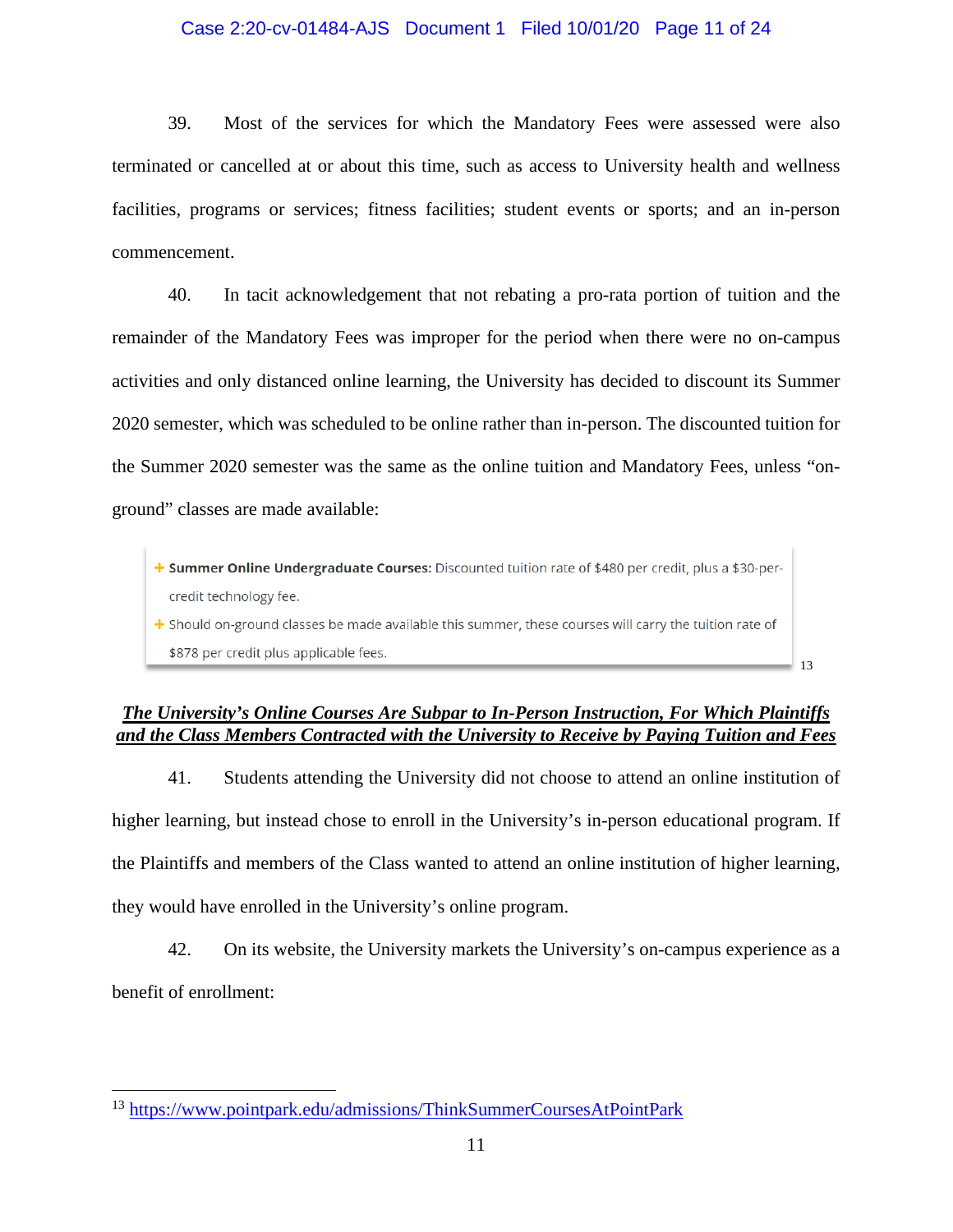39. Most of the services for which the Mandatory Fees were assessed were also terminated or cancelled at or about this time, such as access to University health and wellness facilities, programs or services; fitness facilities; student events or sports; and an in-person commencement.

40. In tacit acknowledgement that not rebating a pro-rata portion of tuition and the remainder of the Mandatory Fees was improper for the period when there were no on-campus activities and only distanced online learning, the University has decided to discount its Summer 2020 semester, which was scheduled to be online rather than in-person. The discounted tuition for the Summer 2020 semester was the same as the online tuition and Mandatory Fees, unless "on-ground" classes are made available:

> + **Summer Online Undergraduate Courses:** Discounted tuition rate of $480 per credit, plus a $30-per-credit technology fee.
> + Should on-ground classes be made available this summer, these courses will carry the tuition rate of $878 per credit plus applicable fees.

[13]

***<u>The University's Online Courses Are Subpar to In-Person Instruction, For Which Plaintiffs and the Class Members Contracted with the University to Receive by Paying Tuition and Fees</u>***

41. Students attending the University did not choose to attend an online institution of higher learning, but instead chose to enroll in the University's in-person educational program. If the Plaintiffs and members of the Class wanted to attend an online institution of higher learning, they would have enrolled in the University's online program.

42. On its website, the University markets the University's on-campus experience as a benefit of enrollment:

---

[13] https://www.pointpark.edu/admissions/ThinkSummerCoursesAtPointPark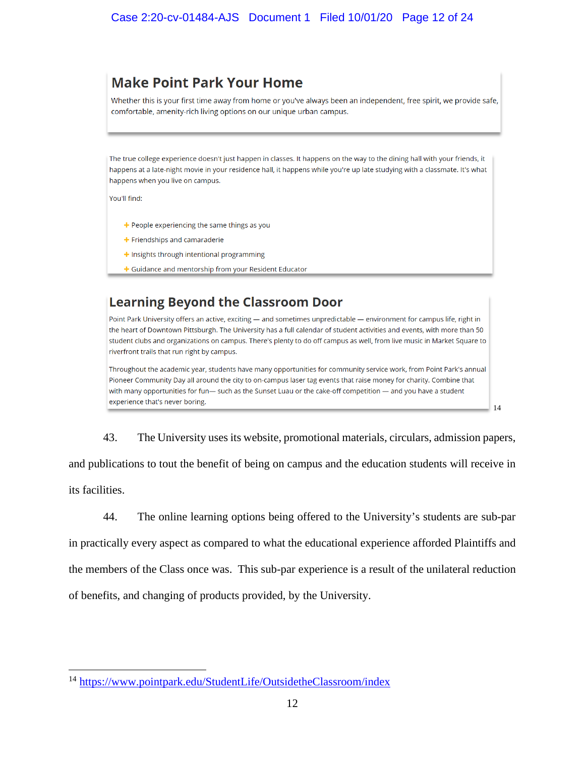## Make Point Park Your Home

Whether this is your first time away from home or you've always been an independent, free spirit, we provide safe, comfortable, amenity-rich living options on our unique urban campus.

The true college experience doesn't just happen in classes. It happens on the way to the dining hall with your friends, it happens at a late-night movie in your residence hall, it happens while you're up late studying with a classmate. It's what happens when you live on campus.

You'll find:

- People experiencing the same things as you
- Friendships and camaraderie
- Insights through intentional programming
- Guidance and mentorship from your Resident Educator

## Learning Beyond the Classroom Door

Point Park University offers an active, exciting — and sometimes unpredictable — environment for campus life, right in the heart of Downtown Pittsburgh. The University has a full calendar of student activities and events, with more than 50 student clubs and organizations on campus. There's plenty to do off campus as well, from live music in Market Square to riverfront trails that run right by campus.

Throughout the academic year, students have many opportunities for community service work, from Point Park's annual Pioneer Community Day all around the city to on-campus laser tag events that raise money for charity. Combine that with many opportunities for fun— such as the Sunset Luau or the cake-off competition — and you have a student experience that's never boring.[14]

43. The University uses its website, promotional materials, circulars, admission papers, and publications to tout the benefit of being on campus and the education students will receive in its facilities.

44. The online learning options being offered to the University's students are sub-par in practically every aspect as compared to what the educational experience afforded Plaintiffs and the members of the Class once was. This sub-par experience is a result of the unilateral reduction of benefits, and changing of products provided, by the University.

---

[14] https://www.pointpark.edu/StudentLife/OutsidetheClassroom/index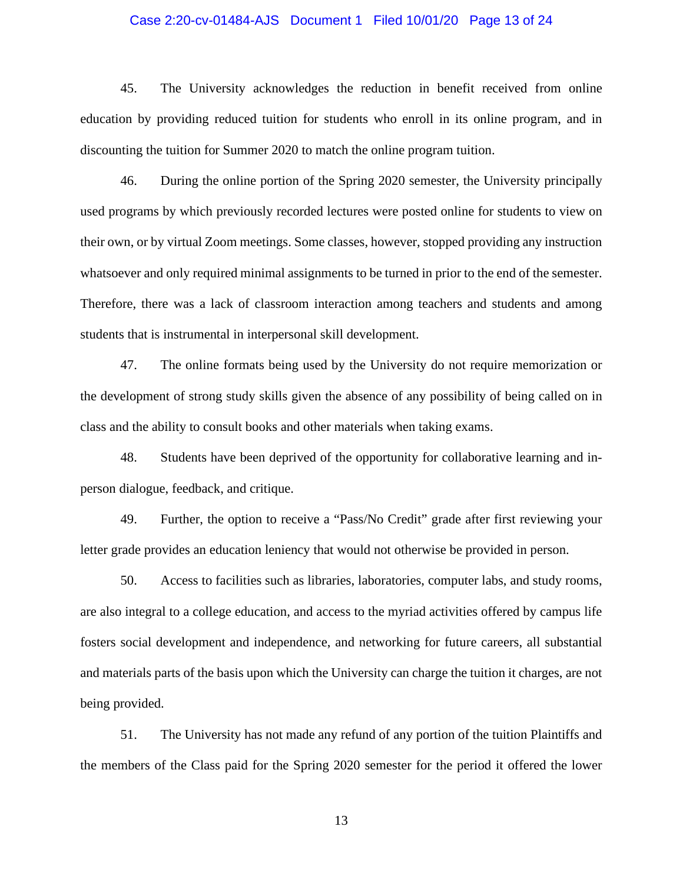45. The University acknowledges the reduction in benefit received from online education by providing reduced tuition for students who enroll in its online program, and in discounting the tuition for Summer 2020 to match the online program tuition.

46. During the online portion of the Spring 2020 semester, the University principally used programs by which previously recorded lectures were posted online for students to view on their own, or by virtual Zoom meetings. Some classes, however, stopped providing any instruction whatsoever and only required minimal assignments to be turned in prior to the end of the semester. Therefore, there was a lack of classroom interaction among teachers and students and among students that is instrumental in interpersonal skill development.

47. The online formats being used by the University do not require memorization or the development of strong study skills given the absence of any possibility of being called on in class and the ability to consult books and other materials when taking exams.

48. Students have been deprived of the opportunity for collaborative learning and in-person dialogue, feedback, and critique.

49. Further, the option to receive a "Pass/No Credit" grade after first reviewing your letter grade provides an education leniency that would not otherwise be provided in person.

50. Access to facilities such as libraries, laboratories, computer labs, and study rooms, are also integral to a college education, and access to the myriad activities offered by campus life fosters social development and independence, and networking for future careers, all substantial and materials parts of the basis upon which the University can charge the tuition it charges, are not being provided.

51. The University has not made any refund of any portion of the tuition Plaintiffs and the members of the Class paid for the Spring 2020 semester for the period it offered the lower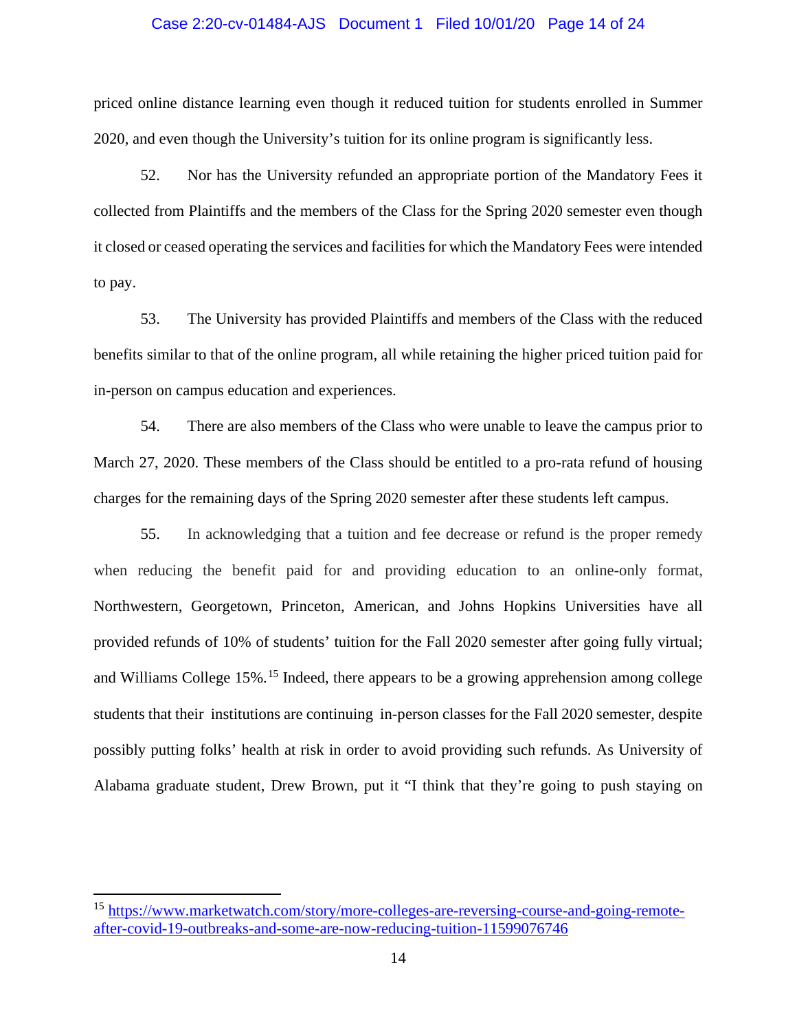priced online distance learning even though it reduced tuition for students enrolled in Summer 2020, and even though the University's tuition for its online program is significantly less.

52. Nor has the University refunded an appropriate portion of the Mandatory Fees it collected from Plaintiffs and the members of the Class for the Spring 2020 semester even though it closed or ceased operating the services and facilities for which the Mandatory Fees were intended to pay.

53. The University has provided Plaintiffs and members of the Class with the reduced benefits similar to that of the online program, all while retaining the higher priced tuition paid for in-person on campus education and experiences.

54. There are also members of the Class who were unable to leave the campus prior to March 27, 2020. These members of the Class should be entitled to a pro-rata refund of housing charges for the remaining days of the Spring 2020 semester after these students left campus.

55. In acknowledging that a tuition and fee decrease or refund is the proper remedy when reducing the benefit paid for and providing education to an online-only format, Northwestern, Georgetown, Princeton, American, and Johns Hopkins Universities have all provided refunds of 10% of students' tuition for the Fall 2020 semester after going fully virtual; and Williams College 15%.[15] Indeed, there appears to be a growing apprehension among college students that their institutions are continuing in-person classes for the Fall 2020 semester, despite possibly putting folks' health at risk in order to avoid providing such refunds. As University of Alabama graduate student, Drew Brown, put it "I think that they're going to push staying on

[15] https://www.marketwatch.com/story/more-colleges-are-reversing-course-and-going-remote-after-covid-19-outbreaks-and-some-are-now-reducing-tuition-11599076746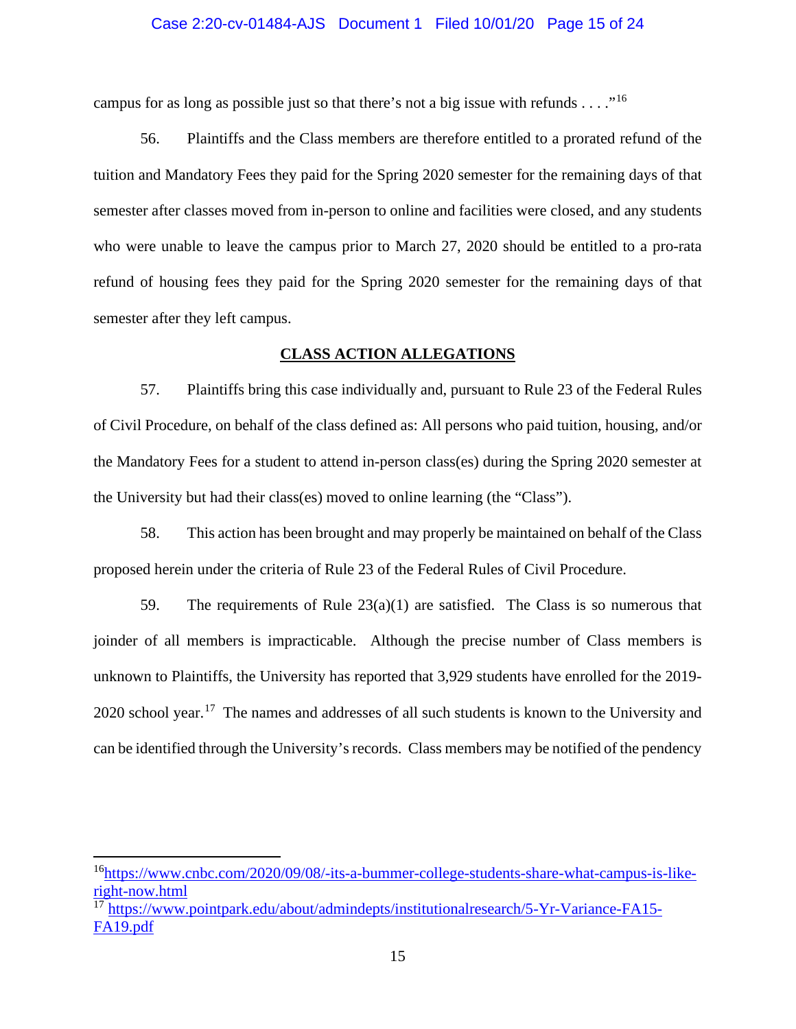campus for as long as possible just so that there's not a big issue with refunds . . . ."[16]

56. Plaintiffs and the Class members are therefore entitled to a prorated refund of the tuition and Mandatory Fees they paid for the Spring 2020 semester for the remaining days of that semester after classes moved from in-person to online and facilities were closed, and any students who were unable to leave the campus prior to March 27, 2020 should be entitled to a pro-rata refund of housing fees they paid for the Spring 2020 semester for the remaining days of that semester after they left campus.

## CLASS ACTION ALLEGATIONS

57. Plaintiffs bring this case individually and, pursuant to Rule 23 of the Federal Rules of Civil Procedure, on behalf of the class defined as: All persons who paid tuition, housing, and/or the Mandatory Fees for a student to attend in-person class(es) during the Spring 2020 semester at the University but had their class(es) moved to online learning (the "Class").

58. This action has been brought and may properly be maintained on behalf of the Class proposed herein under the criteria of Rule 23 of the Federal Rules of Civil Procedure.

59. The requirements of Rule 23(a)(1) are satisfied. The Class is so numerous that joinder of all members is impracticable. Although the precise number of Class members is unknown to Plaintiffs, the University has reported that 3,929 students have enrolled for the 2019-2020 school year.[17] The names and addresses of all such students is known to the University and can be identified through the University's records. Class members may be notified of the pendency

---

[16] https://www.cnbc.com/2020/09/08/-its-a-bummer-college-students-share-what-campus-is-like-right-now.html

[17] https://www.pointpark.edu/about/admindepts/institutionalresearch/5-Yr-Variance-FA15-FA19.pdf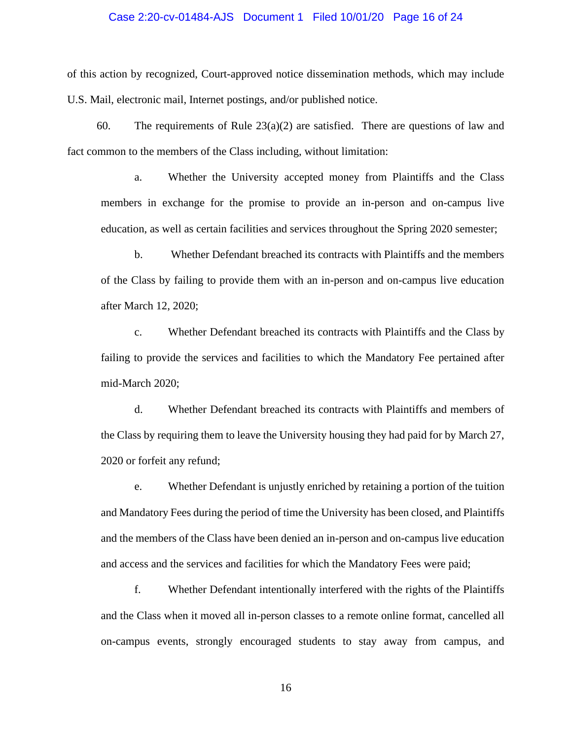of this action by recognized, Court-approved notice dissemination methods, which may include U.S. Mail, electronic mail, Internet postings, and/or published notice.

60. The requirements of Rule 23(a)(2) are satisfied. There are questions of law and fact common to the members of the Class including, without limitation:

a. Whether the University accepted money from Plaintiffs and the Class members in exchange for the promise to provide an in-person and on-campus live education, as well as certain facilities and services throughout the Spring 2020 semester;

b. Whether Defendant breached its contracts with Plaintiffs and the members of the Class by failing to provide them with an in-person and on-campus live education after March 12, 2020;

c. Whether Defendant breached its contracts with Plaintiffs and the Class by failing to provide the services and facilities to which the Mandatory Fee pertained after mid-March 2020;

d. Whether Defendant breached its contracts with Plaintiffs and members of the Class by requiring them to leave the University housing they had paid for by March 27, 2020 or forfeit any refund;

e. Whether Defendant is unjustly enriched by retaining a portion of the tuition and Mandatory Fees during the period of time the University has been closed, and Plaintiffs and the members of the Class have been denied an in-person and on-campus live education and access and the services and facilities for which the Mandatory Fees were paid;

f. Whether Defendant intentionally interfered with the rights of the Plaintiffs and the Class when it moved all in-person classes to a remote online format, cancelled all on-campus events, strongly encouraged students to stay away from campus, and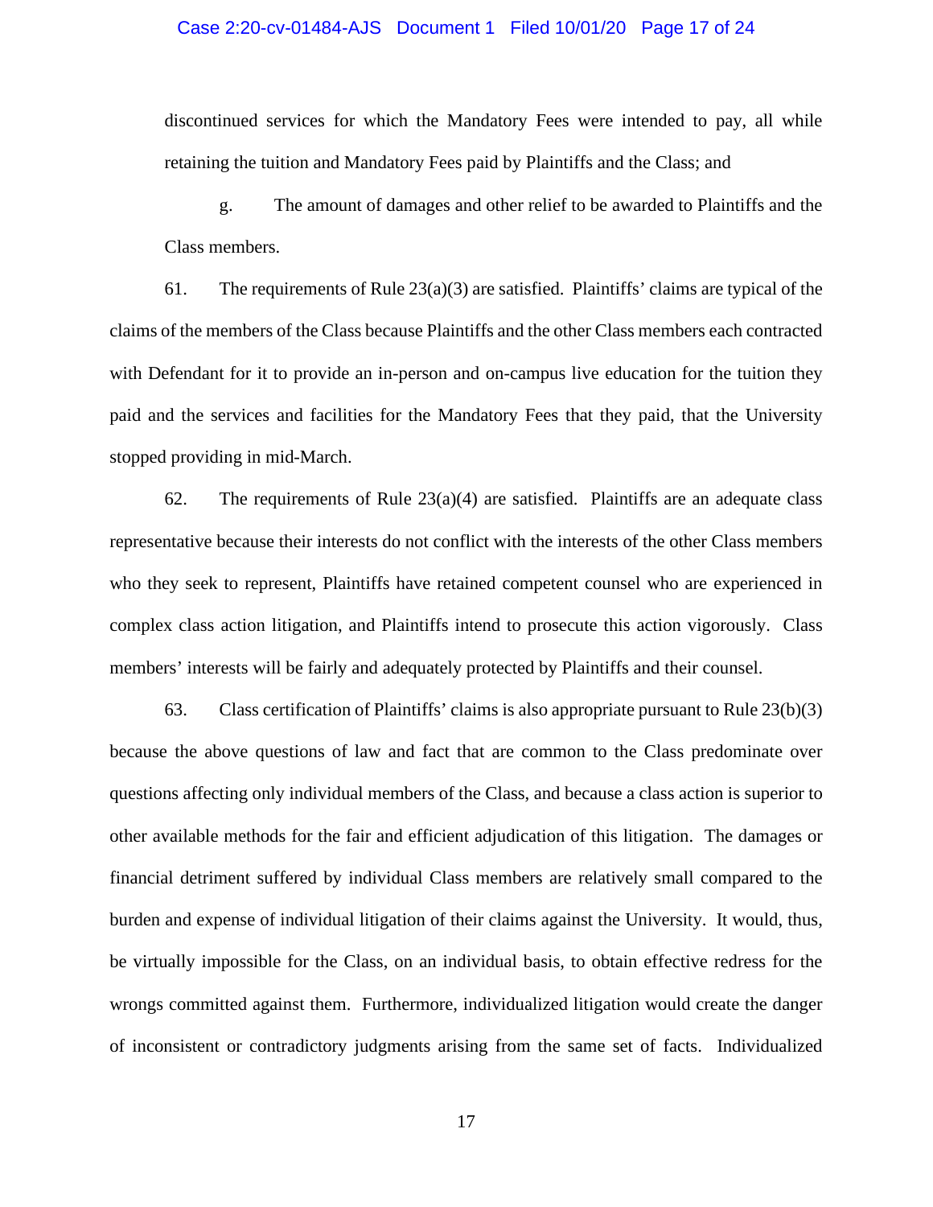discontinued services for which the Mandatory Fees were intended to pay, all while retaining the tuition and Mandatory Fees paid by Plaintiffs and the Class; and

g. The amount of damages and other relief to be awarded to Plaintiffs and the Class members.

61. The requirements of Rule 23(a)(3) are satisfied. Plaintiffs' claims are typical of the claims of the members of the Class because Plaintiffs and the other Class members each contracted with Defendant for it to provide an in-person and on-campus live education for the tuition they paid and the services and facilities for the Mandatory Fees that they paid, that the University stopped providing in mid-March.

62. The requirements of Rule 23(a)(4) are satisfied. Plaintiffs are an adequate class representative because their interests do not conflict with the interests of the other Class members who they seek to represent, Plaintiffs have retained competent counsel who are experienced in complex class action litigation, and Plaintiffs intend to prosecute this action vigorously. Class members' interests will be fairly and adequately protected by Plaintiffs and their counsel.

63. Class certification of Plaintiffs' claims is also appropriate pursuant to Rule 23(b)(3) because the above questions of law and fact that are common to the Class predominate over questions affecting only individual members of the Class, and because a class action is superior to other available methods for the fair and efficient adjudication of this litigation. The damages or financial detriment suffered by individual Class members are relatively small compared to the burden and expense of individual litigation of their claims against the University. It would, thus, be virtually impossible for the Class, on an individual basis, to obtain effective redress for the wrongs committed against them. Furthermore, individualized litigation would create the danger of inconsistent or contradictory judgments arising from the same set of facts. Individualized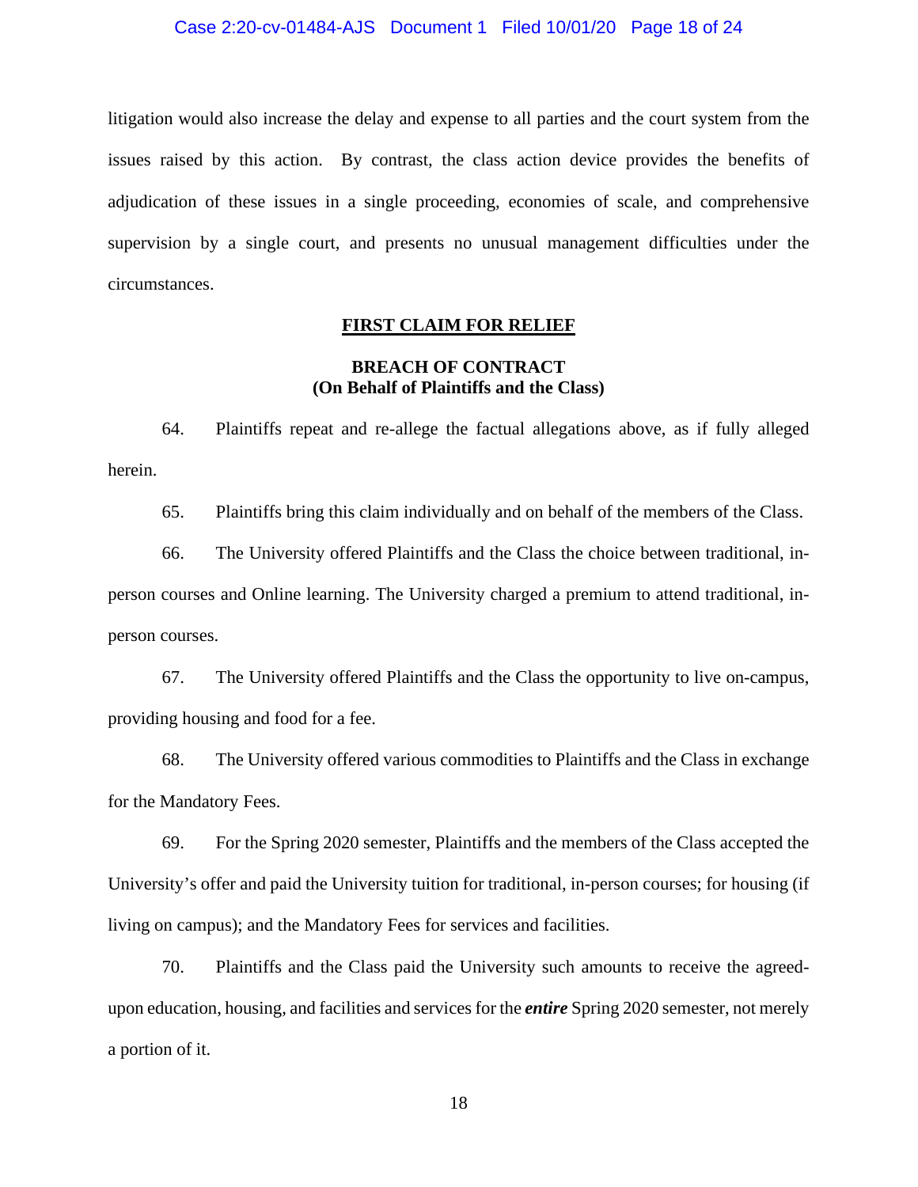litigation would also increase the delay and expense to all parties and the court system from the issues raised by this action. By contrast, the class action device provides the benefits of adjudication of these issues in a single proceeding, economies of scale, and comprehensive supervision by a single court, and presents no unusual management difficulties under the circumstances.

## FIRST CLAIM FOR RELIEF

### BREACH OF CONTRACT
### (On Behalf of Plaintiffs and the Class)

64. Plaintiffs repeat and re-allege the factual allegations above, as if fully alleged herein.

65. Plaintiffs bring this claim individually and on behalf of the members of the Class.

66. The University offered Plaintiffs and the Class the choice between traditional, in-person courses and Online learning. The University charged a premium to attend traditional, in-person courses.

67. The University offered Plaintiffs and the Class the opportunity to live on-campus, providing housing and food for a fee.

68. The University offered various commodities to Plaintiffs and the Class in exchange for the Mandatory Fees.

69. For the Spring 2020 semester, Plaintiffs and the members of the Class accepted the University's offer and paid the University tuition for traditional, in-person courses; for housing (if living on campus); and the Mandatory Fees for services and facilities.

70. Plaintiffs and the Class paid the University such amounts to receive the agreed-upon education, housing, and facilities and services for the ***entire*** Spring 2020 semester, not merely a portion of it.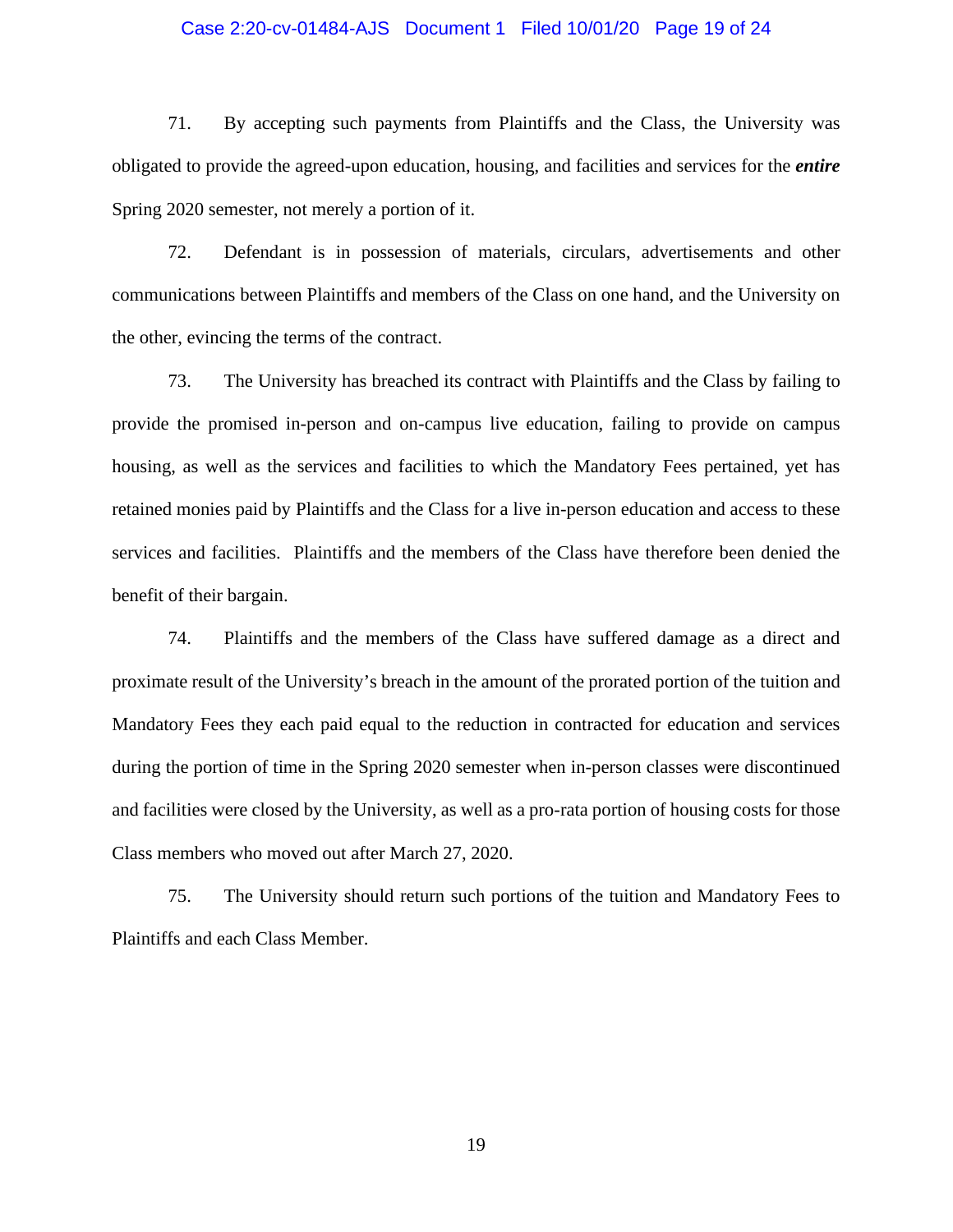71. By accepting such payments from Plaintiffs and the Class, the University was obligated to provide the agreed-upon education, housing, and facilities and services for the ***entire*** Spring 2020 semester, not merely a portion of it.

72. Defendant is in possession of materials, circulars, advertisements and other communications between Plaintiffs and members of the Class on one hand, and the University on the other, evincing the terms of the contract.

73. The University has breached its contract with Plaintiffs and the Class by failing to provide the promised in-person and on-campus live education, failing to provide on campus housing, as well as the services and facilities to which the Mandatory Fees pertained, yet has retained monies paid by Plaintiffs and the Class for a live in-person education and access to these services and facilities. Plaintiffs and the members of the Class have therefore been denied the benefit of their bargain.

74. Plaintiffs and the members of the Class have suffered damage as a direct and proximate result of the University's breach in the amount of the prorated portion of the tuition and Mandatory Fees they each paid equal to the reduction in contracted for education and services during the portion of time in the Spring 2020 semester when in-person classes were discontinued and facilities were closed by the University, as well as a pro-rata portion of housing costs for those Class members who moved out after March 27, 2020.

75. The University should return such portions of the tuition and Mandatory Fees to Plaintiffs and each Class Member.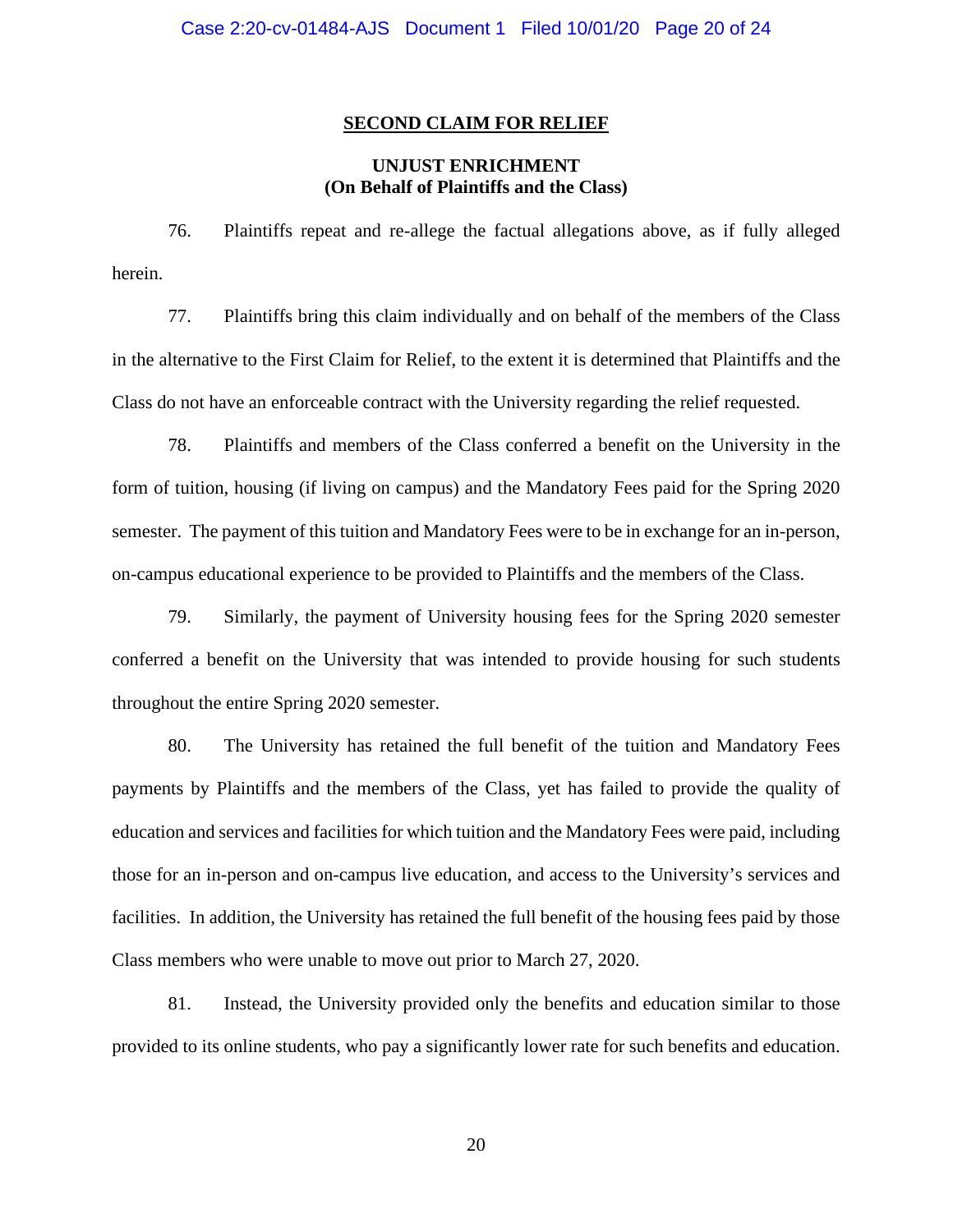## SECOND CLAIM FOR RELIEF

### UNJUST ENRICHMENT
### (On Behalf of Plaintiffs and the Class)

76. Plaintiffs repeat and re-allege the factual allegations above, as if fully alleged herein.

77. Plaintiffs bring this claim individually and on behalf of the members of the Class in the alternative to the First Claim for Relief, to the extent it is determined that Plaintiffs and the Class do not have an enforceable contract with the University regarding the relief requested.

78. Plaintiffs and members of the Class conferred a benefit on the University in the form of tuition, housing (if living on campus) and the Mandatory Fees paid for the Spring 2020 semester. The payment of this tuition and Mandatory Fees were to be in exchange for an in-person, on-campus educational experience to be provided to Plaintiffs and the members of the Class.

79. Similarly, the payment of University housing fees for the Spring 2020 semester conferred a benefit on the University that was intended to provide housing for such students throughout the entire Spring 2020 semester.

80. The University has retained the full benefit of the tuition and Mandatory Fees payments by Plaintiffs and the members of the Class, yet has failed to provide the quality of education and services and facilities for which tuition and the Mandatory Fees were paid, including those for an in-person and on-campus live education, and access to the University's services and facilities. In addition, the University has retained the full benefit of the housing fees paid by those Class members who were unable to move out prior to March 27, 2020.

81. Instead, the University provided only the benefits and education similar to those provided to its online students, who pay a significantly lower rate for such benefits and education.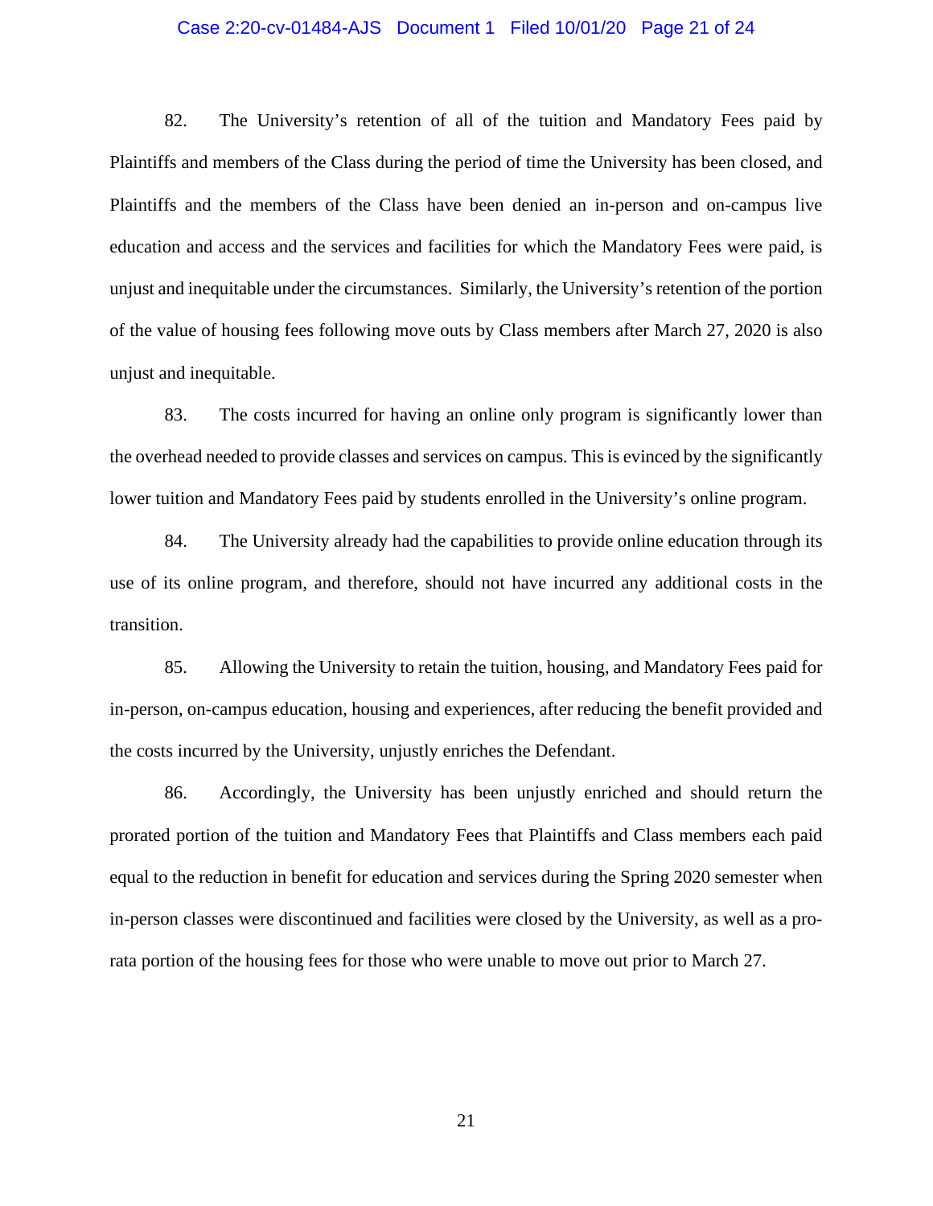82. The University's retention of all of the tuition and Mandatory Fees paid by Plaintiffs and members of the Class during the period of time the University has been closed, and Plaintiffs and the members of the Class have been denied an in-person and on-campus live education and access and the services and facilities for which the Mandatory Fees were paid, is unjust and inequitable under the circumstances. Similarly, the University's retention of the portion of the value of housing fees following move outs by Class members after March 27, 2020 is also unjust and inequitable.

83. The costs incurred for having an online only program is significantly lower than the overhead needed to provide classes and services on campus. This is evinced by the significantly lower tuition and Mandatory Fees paid by students enrolled in the University's online program.

84. The University already had the capabilities to provide online education through its use of its online program, and therefore, should not have incurred any additional costs in the transition.

85. Allowing the University to retain the tuition, housing, and Mandatory Fees paid for in-person, on-campus education, housing and experiences, after reducing the benefit provided and the costs incurred by the University, unjustly enriches the Defendant.

86. Accordingly, the University has been unjustly enriched and should return the prorated portion of the tuition and Mandatory Fees that Plaintiffs and Class members each paid equal to the reduction in benefit for education and services during the Spring 2020 semester when in-person classes were discontinued and facilities were closed by the University, as well as a pro-rata portion of the housing fees for those who were unable to move out prior to March 27.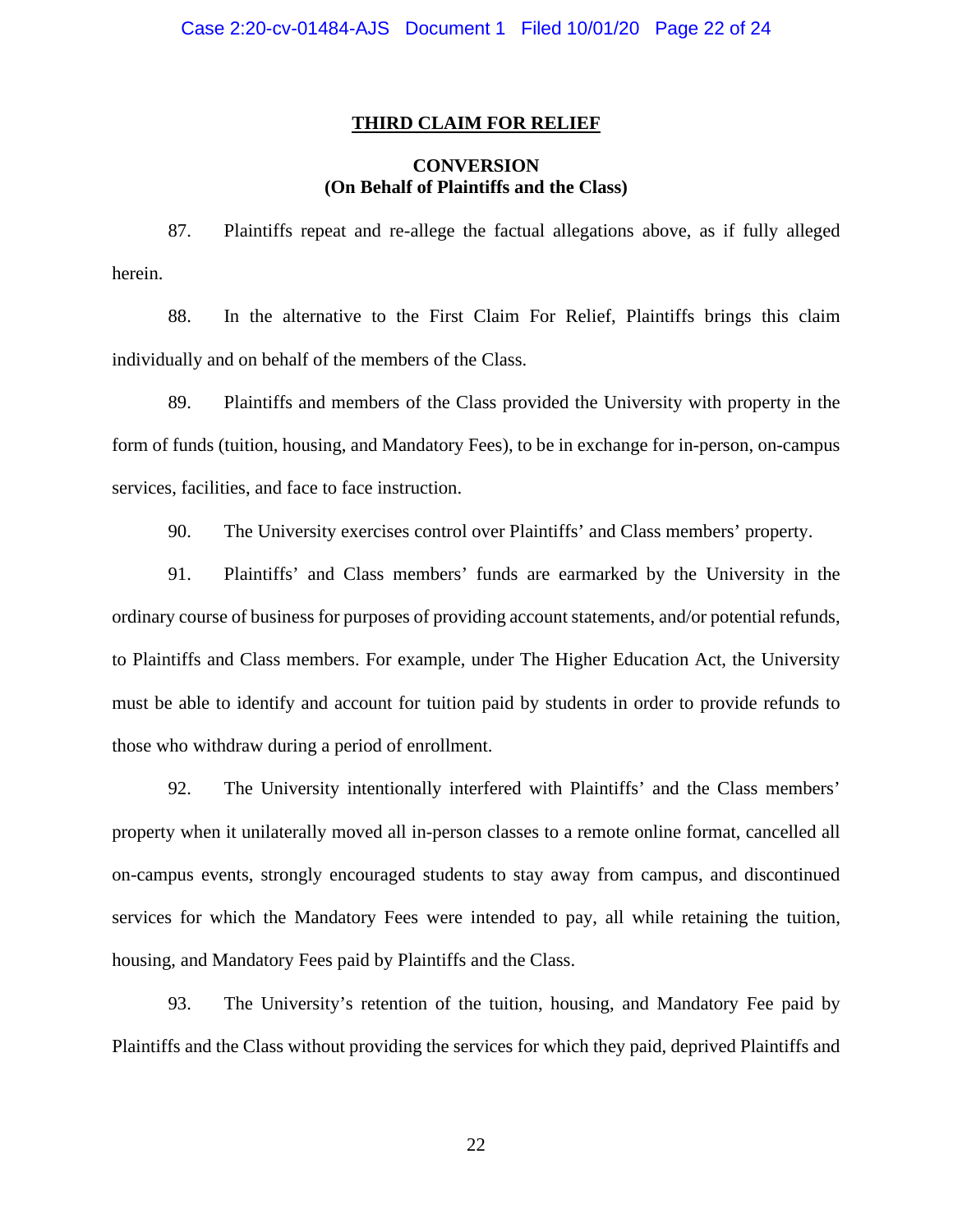## THIRD CLAIM FOR RELIEF

### CONVERSION
### (On Behalf of Plaintiffs and the Class)

87. Plaintiffs repeat and re-allege the factual allegations above, as if fully alleged herein.

88. In the alternative to the First Claim For Relief, Plaintiffs brings this claim individually and on behalf of the members of the Class.

89. Plaintiffs and members of the Class provided the University with property in the form of funds (tuition, housing, and Mandatory Fees), to be in exchange for in-person, on-campus services, facilities, and face to face instruction.

90. The University exercises control over Plaintiffs' and Class members' property.

91. Plaintiffs' and Class members' funds are earmarked by the University in the ordinary course of business for purposes of providing account statements, and/or potential refunds, to Plaintiffs and Class members. For example, under The Higher Education Act, the University must be able to identify and account for tuition paid by students in order to provide refunds to those who withdraw during a period of enrollment.

92. The University intentionally interfered with Plaintiffs' and the Class members' property when it unilaterally moved all in-person classes to a remote online format, cancelled all on-campus events, strongly encouraged students to stay away from campus, and discontinued services for which the Mandatory Fees were intended to pay, all while retaining the tuition, housing, and Mandatory Fees paid by Plaintiffs and the Class.

93. The University's retention of the tuition, housing, and Mandatory Fee paid by Plaintiffs and the Class without providing the services for which they paid, deprived Plaintiffs and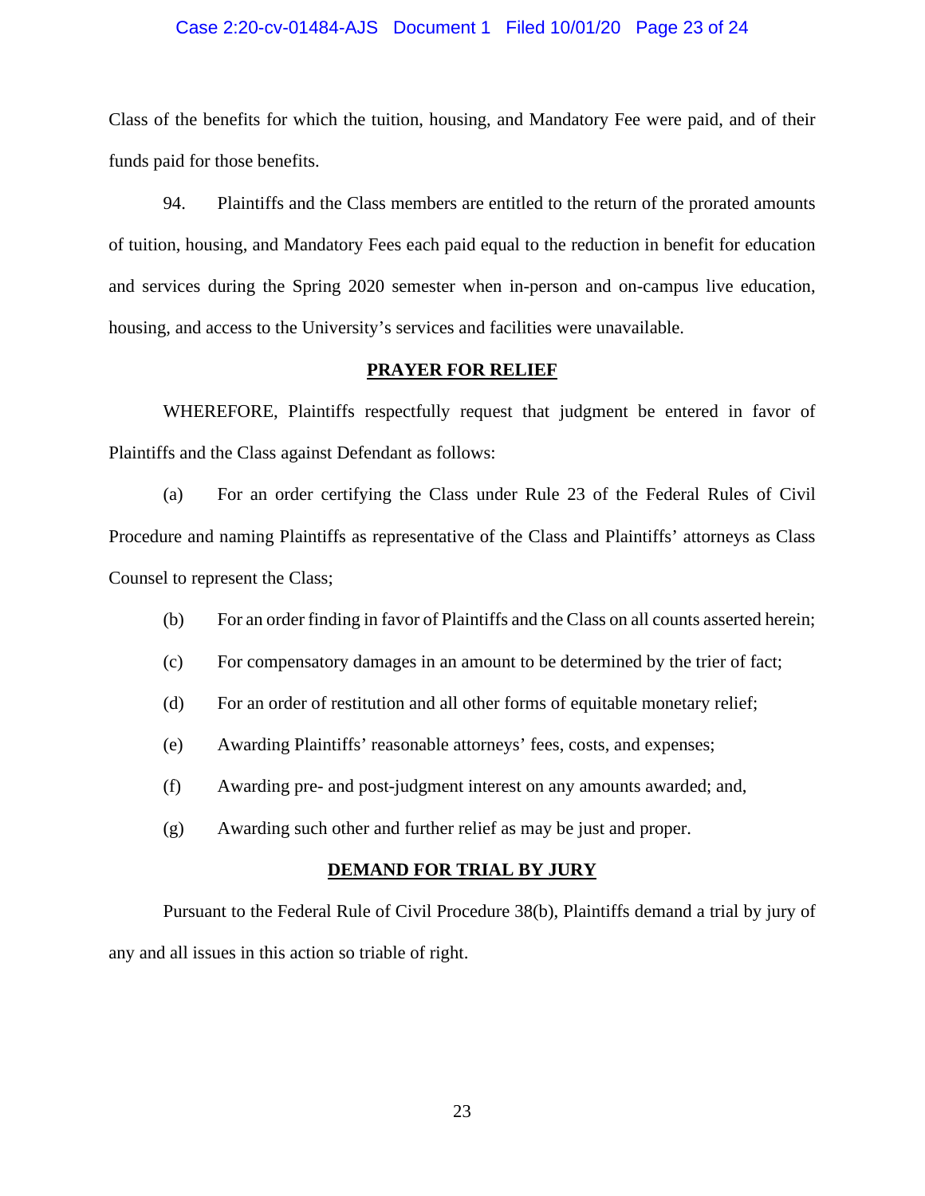Class of the benefits for which the tuition, housing, and Mandatory Fee were paid, and of their funds paid for those benefits.

94. Plaintiffs and the Class members are entitled to the return of the prorated amounts of tuition, housing, and Mandatory Fees each paid equal to the reduction in benefit for education and services during the Spring 2020 semester when in-person and on-campus live education, housing, and access to the University's services and facilities were unavailable.

## PRAYER FOR RELIEF

WHEREFORE, Plaintiffs respectfully request that judgment be entered in favor of Plaintiffs and the Class against Defendant as follows:

(a) For an order certifying the Class under Rule 23 of the Federal Rules of Civil Procedure and naming Plaintiffs as representative of the Class and Plaintiffs' attorneys as Class Counsel to represent the Class;

(b) For an order finding in favor of Plaintiffs and the Class on all counts asserted herein;

(c) For compensatory damages in an amount to be determined by the trier of fact;

(d) For an order of restitution and all other forms of equitable monetary relief;

(e) Awarding Plaintiffs' reasonable attorneys' fees, costs, and expenses;

(f) Awarding pre- and post-judgment interest on any amounts awarded; and,

(g) Awarding such other and further relief as may be just and proper.

## DEMAND FOR TRIAL BY JURY

Pursuant to the Federal Rule of Civil Procedure 38(b), Plaintiffs demand a trial by jury of any and all issues in this action so triable of right.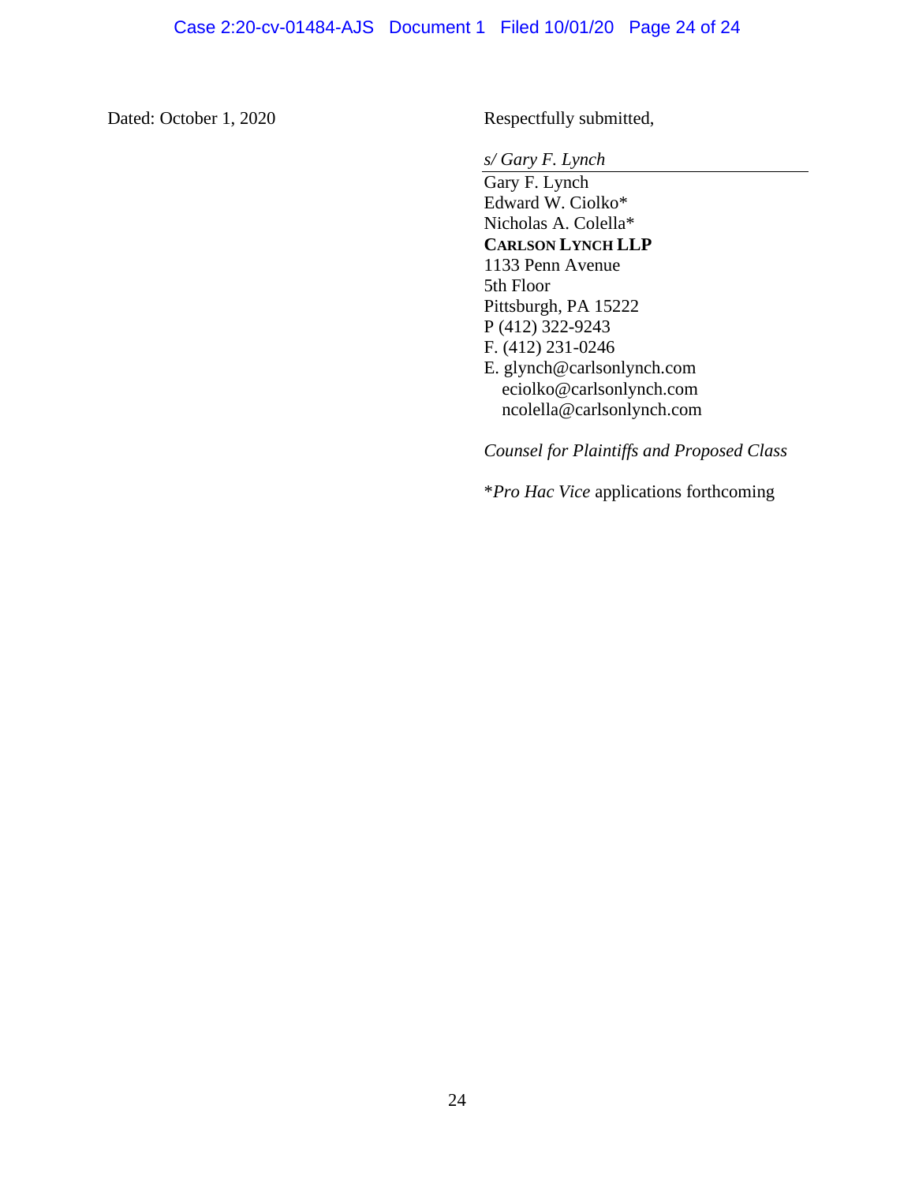Dated: October 1, 2020

Respectfully submitted,

*s/ Gary F. Lynch*

Gary F. Lynch
Edward W. Ciolko*
Nicholas A. Colella*
**CARLSON LYNCH LLP**
1133 Penn Avenue
5th Floor
Pittsburgh, PA 15222
P (412) 322-9243
F. (412) 231-0246
E. glynch@carlsonlynch.com
eciolko@carlsonlynch.com
ncolella@carlsonlynch.com

*Counsel for Plaintiffs and Proposed Class*

\**Pro Hac Vice* applications forthcoming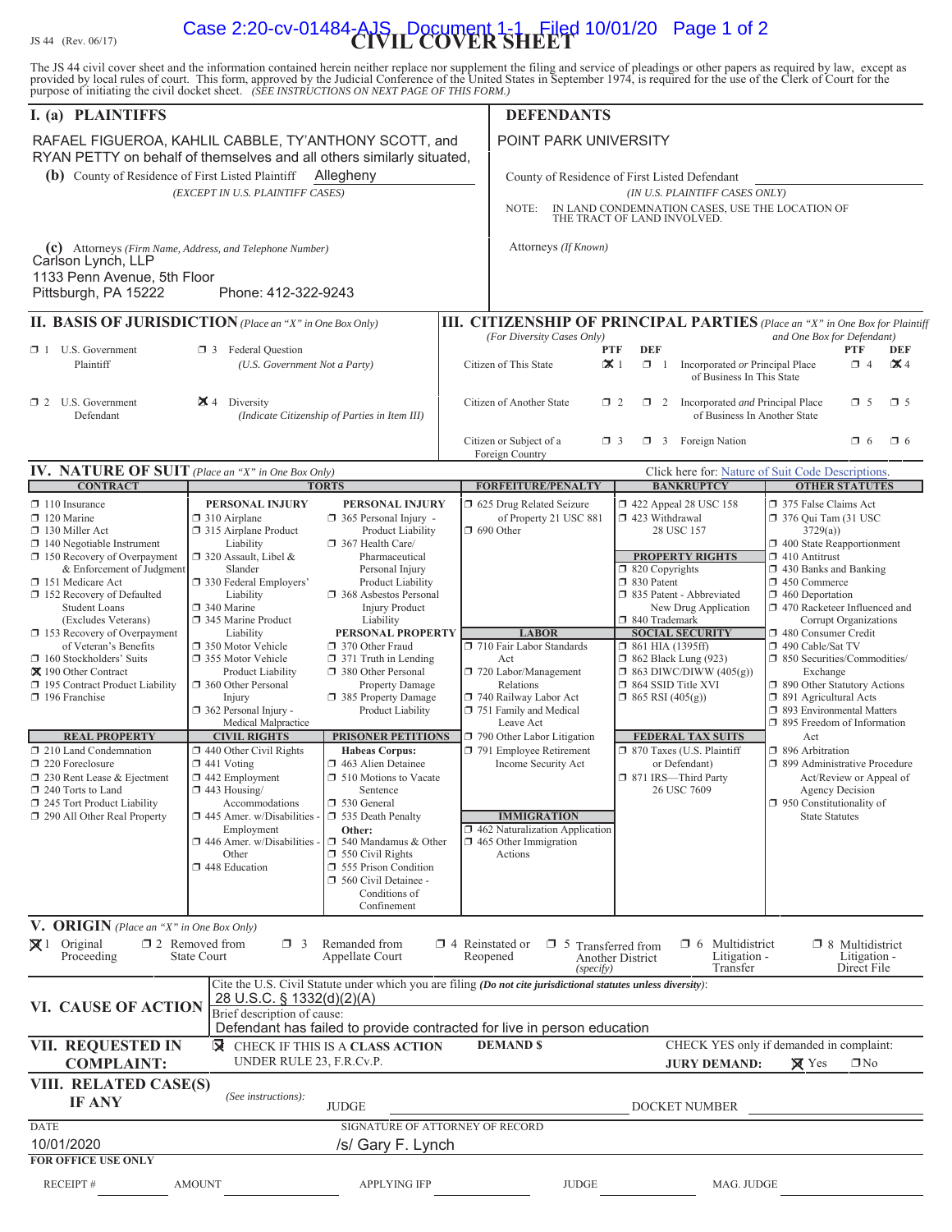JS 44 (Rev. 06/17)

# CIVIL COVER SHEET

The JS 44 civil cover sheet and the information contained herein neither replace nor supplement the filing and service of pleadings or other papers as required by law, except as provided by local rules of court. This form, approved by the Judicial Conference of the United States in September 1974, is required for the use of the Clerk of Court for the purpose of initiating the civil docket sheet. *(SEE INSTRUCTIONS ON NEXT PAGE OF THIS FORM.)*

## I. (a) PLAINTIFFS

RAFAEL FIGUEROA, KAHLIL CABBLE, TY'ANTHONY SCOTT, and RYAN PETTY on behalf of themselves and all others similarly situated,

**(b)** County of Residence of First Listed Plaintiff: Allegheny
*(EXCEPT IN U.S. PLAINTIFF CASES)*

**(c)** Attorneys *(Firm Name, Address, and Telephone Number)*
Carlson Lynch, LLP
1133 Penn Avenue, 5th Floor
Pittsburgh, PA 15222 Phone: 412-322-9243

## DEFENDANTS

POINT PARK UNIVERSITY

County of Residence of First Listed Defendant: 
*(IN U.S. PLAINTIFF CASES ONLY)*

NOTE: IN LAND CONDEMNATION CASES, USE THE LOCATION OF THE TRACT OF LAND INVOLVED.

Attorneys *(If Known)*

## II. BASIS OF JURISDICTION *(Place an "X" in One Box Only)*

- ☐ 1 U.S. Government Plaintiff
- ☐ 3 Federal Question *(U.S. Government Not a Party)*
- ☐ 2 U.S. Government Defendant
- ☒ 4 Diversity *(Indicate Citizenship of Parties in Item III)*

## III. CITIZENSHIP OF PRINCIPAL PARTIES *(Place an "X" in One Box for Plaintiff and One Box for Defendant)*

*(For Diversity Cases Only)*

| | PTF | DEF | | PTF | DEF |
|---|---|---|---|---|---|
| Citizen of This State | ☒ 1 | ☐ 1 | Incorporated *or* Principal Place of Business In This State | ☐ 4 | ☒ 4 |
| Citizen of Another State | ☐ 2 | ☐ 2 | Incorporated *and* Principal Place of Business In Another State | ☐ 5 | ☐ 5 |
| Citizen or Subject of a Foreign Country | ☐ 3 | ☐ 3 | Foreign Nation | ☐ 6 | ☐ 6 |

## IV. NATURE OF SUIT *(Place an "X" in One Box Only)*

Click here for: Nature of Suit Code Descriptions.

**CONTRACT**
- ☐ 110 Insurance
- ☐ 120 Marine
- ☐ 130 Miller Act
- ☐ 140 Negotiable Instrument
- ☐ 150 Recovery of Overpayment & Enforcement of Judgment
- ☐ 151 Medicare Act
- ☐ 152 Recovery of Defaulted Student Loans (Excludes Veterans)
- ☐ 153 Recovery of Overpayment of Veteran's Benefits
- ☐ 160 Stockholders' Suits
- ☒ 190 Other Contract
- ☐ 195 Contract Product Liability
- ☐ 196 Franchise

**REAL PROPERTY**
- ☐ 210 Land Condemnation
- ☐ 220 Foreclosure
- ☐ 230 Rent Lease & Ejectment
- ☐ 240 Torts to Land
- ☐ 245 Tort Product Liability
- ☐ 290 All Other Real Property

**TORTS — PERSONAL INJURY**
- ☐ 310 Airplane
- ☐ 315 Airplane Product Liability
- ☐ 320 Assault, Libel & Slander
- ☐ 330 Federal Employers' Liability
- ☐ 340 Marine
- ☐ 345 Marine Product Liability
- ☐ 350 Motor Vehicle
- ☐ 355 Motor Vehicle Product Liability
- ☐ 360 Other Personal Injury
- ☐ 362 Personal Injury - Medical Malpractice

**TORTS — PERSONAL INJURY**
- ☐ 365 Personal Injury - Product Liability
- ☐ 367 Health Care/ Pharmaceutical Personal Injury Product Liability
- ☐ 368 Asbestos Personal Injury Product Liability

**PERSONAL PROPERTY**
- ☐ 370 Other Fraud
- ☐ 371 Truth in Lending
- ☐ 380 Other Personal Property Damage
- ☐ 385 Property Damage Product Liability

**CIVIL RIGHTS**
- ☐ 440 Other Civil Rights
- ☐ 441 Voting
- ☐ 442 Employment
- ☐ 443 Housing/ Accommodations
- ☐ 445 Amer. w/Disabilities - Employment
- ☐ 446 Amer. w/Disabilities - Other
- ☐ 448 Education

**PRISONER PETITIONS**
Habeas Corpus:
- ☐ 463 Alien Detainee
- ☐ 510 Motions to Vacate Sentence
- ☐ 530 General
- ☐ 535 Death Penalty

Other:
- ☐ 540 Mandamus & Other
- ☐ 550 Civil Rights
- ☐ 555 Prison Condition
- ☐ 560 Civil Detainee - Conditions of Confinement

**FORFEITURE/PENALTY**
- ☐ 625 Drug Related Seizure of Property 21 USC 881
- ☐ 690 Other

**LABOR**
- ☐ 710 Fair Labor Standards Act
- ☐ 720 Labor/Management Relations
- ☐ 740 Railway Labor Act
- ☐ 751 Family and Medical Leave Act
- ☐ 790 Other Labor Litigation
- ☐ 791 Employee Retirement Income Security Act

**IMMIGRATION**
- ☐ 462 Naturalization Application
- ☐ 465 Other Immigration Actions

**BANKRUPTCY**
- ☐ 422 Appeal 28 USC 158
- ☐ 423 Withdrawal 28 USC 157

**PROPERTY RIGHTS**
- ☐ 820 Copyrights
- ☐ 830 Patent
- ☐ 835 Patent - Abbreviated New Drug Application
- ☐ 840 Trademark

**SOCIAL SECURITY**
- ☐ 861 HIA (1395ff)
- ☐ 862 Black Lung (923)
- ☐ 863 DIWC/DIWW (405(g))
- ☐ 864 SSID Title XVI
- ☐ 865 RSI (405(g))

**FEDERAL TAX SUITS**
- ☐ 870 Taxes (U.S. Plaintiff or Defendant)
- ☐ 871 IRS—Third Party 26 USC 7609

**OTHER STATUTES**
- ☐ 375 False Claims Act
- ☐ 376 Qui Tam (31 USC 3729(a))
- ☐ 400 State Reapportionment
- ☐ 410 Antitrust
- ☐ 430 Banks and Banking
- ☐ 450 Commerce
- ☐ 460 Deportation
- ☐ 470 Racketeer Influenced and Corrupt Organizations
- ☐ 480 Consumer Credit
- ☐ 490 Cable/Sat TV
- ☐ 850 Securities/Commodities/ Exchange
- ☐ 890 Other Statutory Actions
- ☐ 891 Agricultural Acts
- ☐ 893 Environmental Matters
- ☐ 895 Freedom of Information Act
- ☐ 896 Arbitration
- ☐ 899 Administrative Procedure Act/Review or Appeal of Agency Decision
- ☐ 950 Constitutionality of State Statutes

## V. ORIGIN *(Place an "X" in One Box Only)*

- ☒ 1 Original Proceeding
- ☐ 2 Removed from State Court
- ☐ 3 Remanded from Appellate Court
- ☐ 4 Reinstated or Reopened
- ☐ 5 Transferred from Another District *(specify)*
- ☐ 6 Multidistrict Litigation - Transfer
- ☐ 8 Multidistrict Litigation - Direct File

## VI. CAUSE OF ACTION

Cite the U.S. Civil Statute under which you are filing *(Do not cite jurisdictional statutes unless diversity)*:
28 U.S.C. § 1332(d)(2)(A)

Brief description of cause:
Defendant has failed to provide contracted for live in person education

## VII. REQUESTED IN COMPLAINT:

☒ CHECK IF THIS IS A **CLASS ACTION** UNDER RULE 23, F.R.Cv.P.

**DEMAND $**

CHECK YES only if demanded in complaint:
**JURY DEMAND:** ☒ Yes ☐ No

## VIII. RELATED CASE(S) IF ANY

*(See instructions):* JUDGE DOCKET NUMBER

DATE: 10/01/2020

SIGNATURE OF ATTORNEY OF RECORD: /s/ Gary F. Lynch

**FOR OFFICE USE ONLY**

RECEIPT # AMOUNT APPLYING IFP JUDGE MAG. JUDGE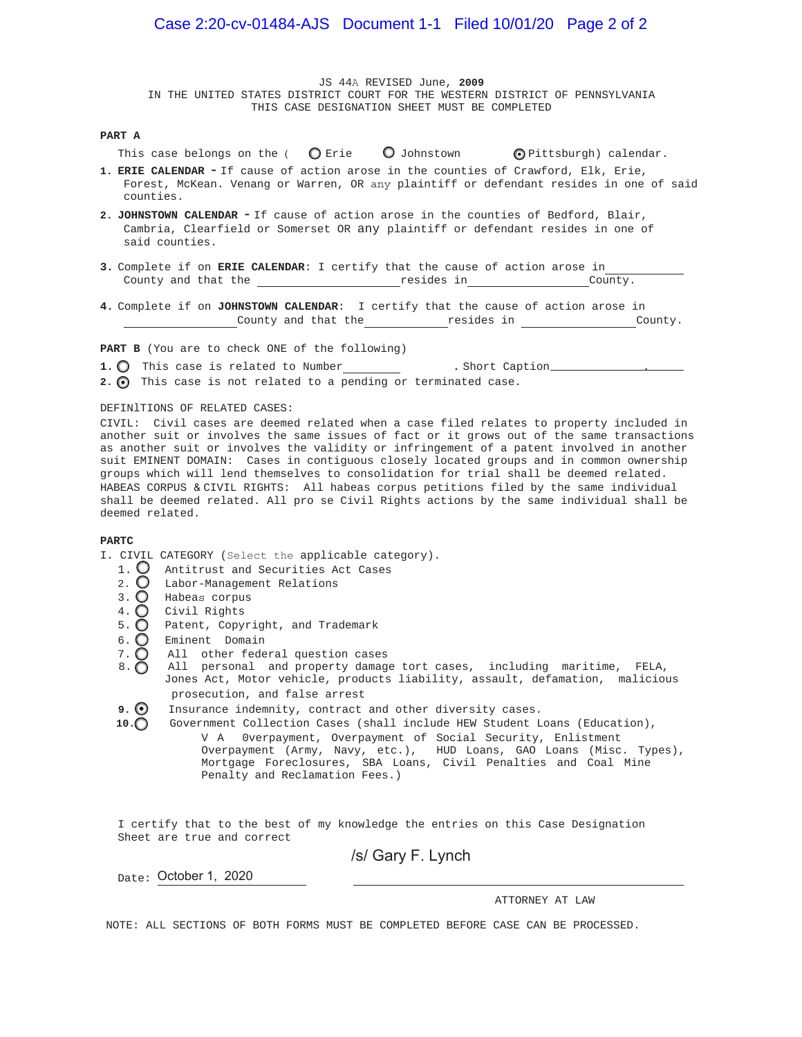JS 44A REVISED June, **2009**
IN THE UNITED STATES DISTRICT COURT FOR THE WESTERN DISTRICT OF PENNSYLVANIA
THIS CASE DESIGNATION SHEET MUST BE COMPLETED

**PART A**

This case belongs on the ( ○ Erie ○ Johnstown ⊙ Pittsburgh) calendar.

1. **ERIE CALENDAR -** If cause of action arose in the counties of Crawford, Elk, Erie, Forest, McKean. Venang or Warren, OR any plaintiff or defendant resides in one of said counties.
2. **JOHNSTOWN CALENDAR -** If cause of action arose in the counties of Bedford, Blair, Cambria, Clearfield or Somerset OR any plaintiff or defendant resides in one of said counties.
3. Complete if on **ERIE CALENDAR**: I certify that the cause of action arose in \_\_\_\_\_\_\_\_ County and that the \_\_\_\_\_\_\_\_ resides in \_\_\_\_\_\_\_\_ County.
4. Complete if on **JOHNSTOWN CALENDAR**: I certify that the cause of action arose in \_\_\_\_\_\_\_\_ County and that the \_\_\_\_\_\_\_\_ resides in \_\_\_\_\_\_\_\_ County.

**PART B** (You are to check ONE of the following)

1. ○ This case is related to Number \_\_\_\_\_\_\_\_ . Short Caption \_\_\_\_\_\_\_\_ .
2. ⊙ This case is not related to a pending or terminated case.

DEFINITIONS OF RELATED CASES:

CIVIL: Civil cases are deemed related when a case filed relates to property included in another suit or involves the same issues of fact or it grows out of the same transactions as another suit or involves the validity or infringement of a patent involved in another suit EMINENT DOMAIN: Cases in contiguous closely located groups and in common ownership groups which will lend themselves to consolidation for trial shall be deemed related. HABEAS CORPUS & CIVIL RIGHTS: All habeas corpus petitions filed by the same individual shall be deemed related. All pro se Civil Rights actions by the same individual shall be deemed related.

**PARTC**

I. CIVIL CATEGORY (Select the applicable category).

1. ○ Antitrust and Securities Act Cases
2. ○ Labor-Management Relations
3. ○ Habeas corpus
4. ○ Civil Rights
5. ○ Patent, Copyright, and Trademark
6. ○ Eminent Domain
7. ○ All other federal question cases
8. ○ All personal and property damage tort cases, including maritime, FELA, Jones Act, Motor vehicle, products liability, assault, defamation, malicious prosecution, and false arrest
9. ⊙ Insurance indemnity, contract and other diversity cases.
10. ○ Government Collection Cases (shall include HEW Student Loans (Education), V A 0verpayment, Overpayment of Social Security, Enlistment Overpayment (Army, Navy, etc.), HUD Loans, GAO Loans (Misc. Types), Mortgage Foreclosures, SBA Loans, Civil Penalties and Coal Mine Penalty and Reclamation Fees.)

I certify that to the best of my knowledge the entries on this Case Designation Sheet are true and correct

/s/ Gary F. Lynch

Date: October 1, 2020

ATTORNEY AT LAW

NOTE: ALL SECTIONS OF BOTH FORMS MUST BE COMPLETED BEFORE CASE CAN BE PROCESSED.